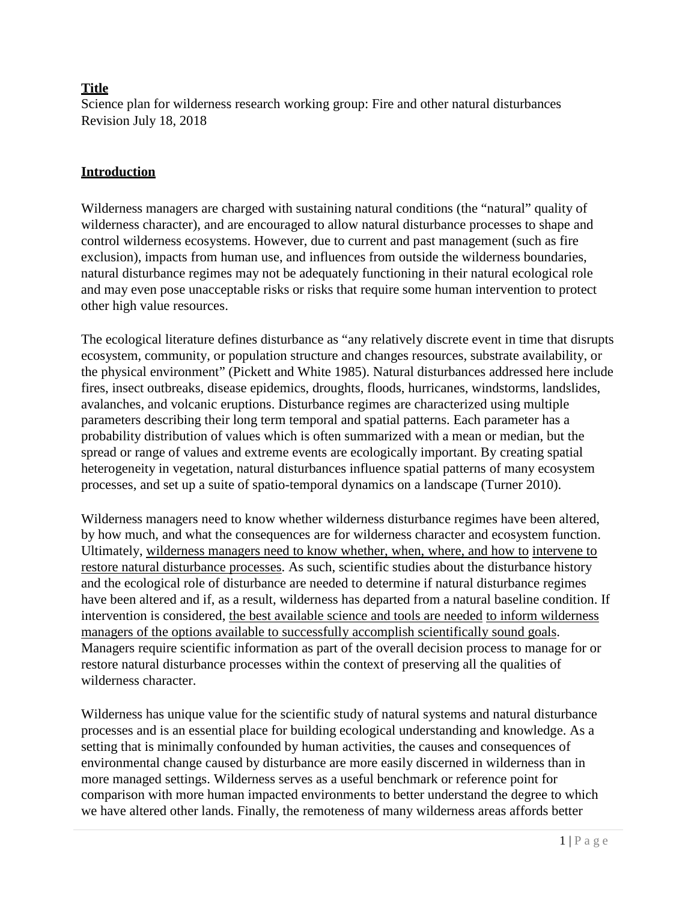**Title**

Science plan for wilderness research working group: Fire and other natural disturbances
Revision July 18, 2018

## Introduction

Wilderness managers are charged with sustaining natural conditions (the "natural" quality of wilderness character), and are encouraged to allow natural disturbance processes to shape and control wilderness ecosystems. However, due to current and past management (such as fire exclusion), impacts from human use, and influences from outside the wilderness boundaries, natural disturbance regimes may not be adequately functioning in their natural ecological role and may even pose unacceptable risks or risks that require some human intervention to protect other high value resources.

The ecological literature defines disturbance as "any relatively discrete event in time that disrupts ecosystem, community, or population structure and changes resources, substrate availability, or the physical environment" (Pickett and White 1985). Natural disturbances addressed here include fires, insect outbreaks, disease epidemics, droughts, floods, hurricanes, windstorms, landslides, avalanches, and volcanic eruptions. Disturbance regimes are characterized using multiple parameters describing their long term temporal and spatial patterns. Each parameter has a probability distribution of values which is often summarized with a mean or median, but the spread or range of values and extreme events are ecologically important. By creating spatial heterogeneity in vegetation, natural disturbances influence spatial patterns of many ecosystem processes, and set up a suite of spatio-temporal dynamics on a landscape (Turner 2010).

Wilderness managers need to know whether wilderness disturbance regimes have been altered, by how much, and what the consequences are for wilderness character and ecosystem function. Ultimately, <u>wilderness managers need to know whether, when, where, and how to intervene to restore natural disturbance processes</u>. As such, scientific studies about the disturbance history and the ecological role of disturbance are needed to determine if natural disturbance regimes have been altered and if, as a result, wilderness has departed from a natural baseline condition. If intervention is considered, <u>the best available science and tools are needed to inform wilderness managers of the options available to successfully accomplish scientifically sound goals</u>. Managers require scientific information as part of the overall decision process to manage for or restore natural disturbance processes within the context of preserving all the qualities of wilderness character.

Wilderness has unique value for the scientific study of natural systems and natural disturbance processes and is an essential place for building ecological understanding and knowledge. As a setting that is minimally confounded by human activities, the causes and consequences of environmental change caused by disturbance are more easily discerned in wilderness than in more managed settings. Wilderness serves as a useful benchmark or reference point for comparison with more human impacted environments to better understand the degree to which we have altered other lands. Finally, the remoteness of many wilderness areas affords better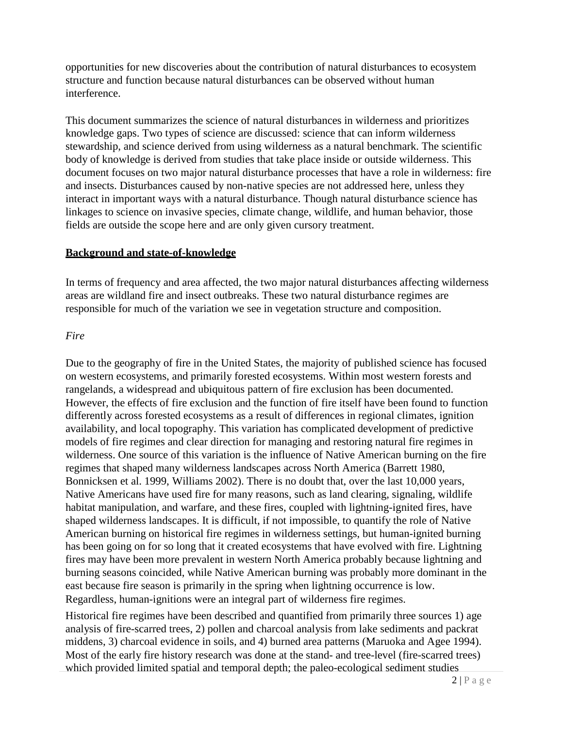opportunities for new discoveries about the contribution of natural disturbances to ecosystem structure and function because natural disturbances can be observed without human interference.

This document summarizes the science of natural disturbances in wilderness and prioritizes knowledge gaps. Two types of science are discussed: science that can inform wilderness stewardship, and science derived from using wilderness as a natural benchmark. The scientific body of knowledge is derived from studies that take place inside or outside wilderness. This document focuses on two major natural disturbance processes that have a role in wilderness: fire and insects. Disturbances caused by non-native species are not addressed here, unless they interact in important ways with a natural disturbance. Though natural disturbance science has linkages to science on invasive species, climate change, wildlife, and human behavior, those fields are outside the scope here and are only given cursory treatment.

## Background and state-of-knowledge

In terms of frequency and area affected, the two major natural disturbances affecting wilderness areas are wildland fire and insect outbreaks. These two natural disturbance regimes are responsible for much of the variation we see in vegetation structure and composition.

### *Fire*

Due to the geography of fire in the United States, the majority of published science has focused on western ecosystems, and primarily forested ecosystems. Within most western forests and rangelands, a widespread and ubiquitous pattern of fire exclusion has been documented. However, the effects of fire exclusion and the function of fire itself have been found to function differently across forested ecosystems as a result of differences in regional climates, ignition availability, and local topography. This variation has complicated development of predictive models of fire regimes and clear direction for managing and restoring natural fire regimes in wilderness. One source of this variation is the influence of Native American burning on the fire regimes that shaped many wilderness landscapes across North America (Barrett 1980, Bonnicksen et al. 1999, Williams 2002). There is no doubt that, over the last 10,000 years, Native Americans have used fire for many reasons, such as land clearing, signaling, wildlife habitat manipulation, and warfare, and these fires, coupled with lightning-ignited fires, have shaped wilderness landscapes. It is difficult, if not impossible, to quantify the role of Native American burning on historical fire regimes in wilderness settings, but human-ignited burning has been going on for so long that it created ecosystems that have evolved with fire. Lightning fires may have been more prevalent in western North America probably because lightning and burning seasons coincided, while Native American burning was probably more dominant in the east because fire season is primarily in the spring when lightning occurrence is low. Regardless, human-ignitions were an integral part of wilderness fire regimes.

Historical fire regimes have been described and quantified from primarily three sources 1) age analysis of fire-scarred trees, 2) pollen and charcoal analysis from lake sediments and packrat middens, 3) charcoal evidence in soils, and 4) burned area patterns (Maruoka and Agee 1994). Most of the early fire history research was done at the stand- and tree-level (fire-scarred trees) which provided limited spatial and temporal depth; the paleo-ecological sediment studies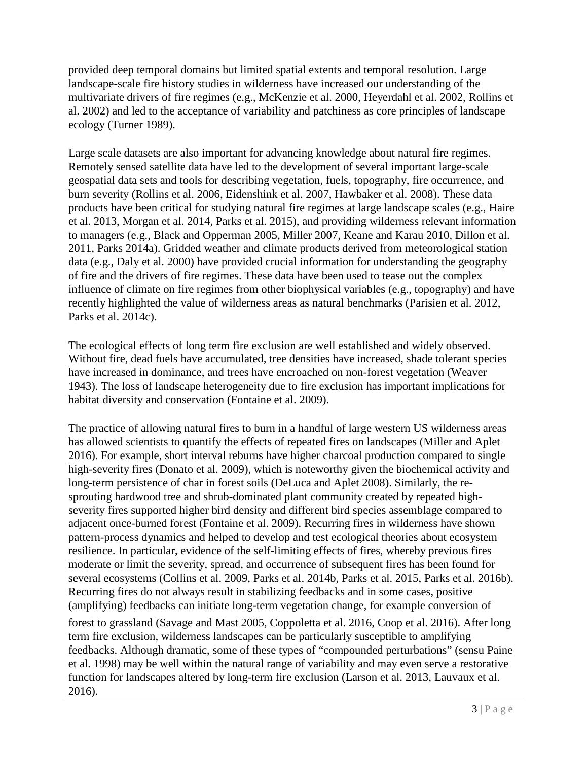provided deep temporal domains but limited spatial extents and temporal resolution. Large landscape-scale fire history studies in wilderness have increased our understanding of the multivariate drivers of fire regimes (e.g., McKenzie et al. 2000, Heyerdahl et al. 2002, Rollins et al. 2002) and led to the acceptance of variability and patchiness as core principles of landscape ecology (Turner 1989).

Large scale datasets are also important for advancing knowledge about natural fire regimes. Remotely sensed satellite data have led to the development of several important large-scale geospatial data sets and tools for describing vegetation, fuels, topography, fire occurrence, and burn severity (Rollins et al. 2006, Eidenshink et al. 2007, Hawbaker et al. 2008). These data products have been critical for studying natural fire regimes at large landscape scales (e.g., Haire et al. 2013, Morgan et al. 2014, Parks et al. 2015), and providing wilderness relevant information to managers (e.g., Black and Opperman 2005, Miller 2007, Keane and Karau 2010, Dillon et al. 2011, Parks 2014a). Gridded weather and climate products derived from meteorological station data (e.g., Daly et al. 2000) have provided crucial information for understanding the geography of fire and the drivers of fire regimes. These data have been used to tease out the complex influence of climate on fire regimes from other biophysical variables (e.g., topography) and have recently highlighted the value of wilderness areas as natural benchmarks (Parisien et al. 2012, Parks et al. 2014c).

The ecological effects of long term fire exclusion are well established and widely observed. Without fire, dead fuels have accumulated, tree densities have increased, shade tolerant species have increased in dominance, and trees have encroached on non-forest vegetation (Weaver 1943). The loss of landscape heterogeneity due to fire exclusion has important implications for habitat diversity and conservation (Fontaine et al. 2009).

The practice of allowing natural fires to burn in a handful of large western US wilderness areas has allowed scientists to quantify the effects of repeated fires on landscapes (Miller and Aplet 2016). For example, short interval reburns have higher charcoal production compared to single high-severity fires (Donato et al. 2009), which is noteworthy given the biochemical activity and long-term persistence of char in forest soils (DeLuca and Aplet 2008). Similarly, the re-sprouting hardwood tree and shrub-dominated plant community created by repeated high-severity fires supported higher bird density and different bird species assemblage compared to adjacent once-burned forest (Fontaine et al. 2009). Recurring fires in wilderness have shown pattern-process dynamics and helped to develop and test ecological theories about ecosystem resilience. In particular, evidence of the self-limiting effects of fires, whereby previous fires moderate or limit the severity, spread, and occurrence of subsequent fires has been found for several ecosystems (Collins et al. 2009, Parks et al. 2014b, Parks et al. 2015, Parks et al. 2016b). Recurring fires do not always result in stabilizing feedbacks and in some cases, positive (amplifying) feedbacks can initiate long-term vegetation change, for example conversion of forest to grassland (Savage and Mast 2005, Coppoletta et al. 2016, Coop et al. 2016). After long term fire exclusion, wilderness landscapes can be particularly susceptible to amplifying feedbacks. Although dramatic, some of these types of "compounded perturbations" (sensu Paine et al. 1998) may be well within the natural range of variability and may even serve a restorative function for landscapes altered by long-term fire exclusion (Larson et al. 2013, Lauvaux et al. 2016).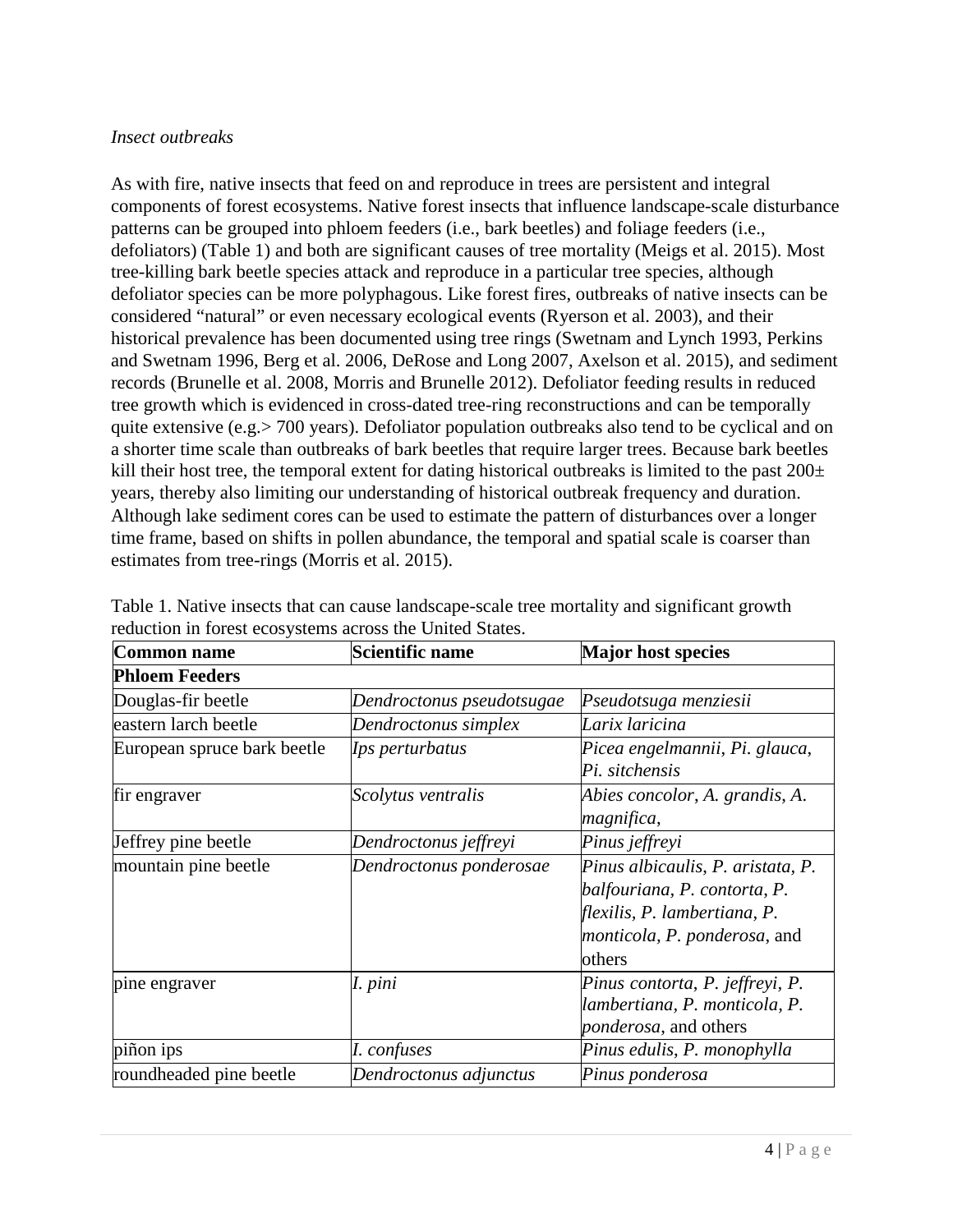*Insect outbreaks*

As with fire, native insects that feed on and reproduce in trees are persistent and integral components of forest ecosystems. Native forest insects that influence landscape-scale disturbance patterns can be grouped into phloem feeders (i.e., bark beetles) and foliage feeders (i.e., defoliators) (Table 1) and both are significant causes of tree mortality (Meigs et al. 2015). Most tree-killing bark beetle species attack and reproduce in a particular tree species, although defoliator species can be more polyphagous. Like forest fires, outbreaks of native insects can be considered "natural" or even necessary ecological events (Ryerson et al. 2003), and their historical prevalence has been documented using tree rings (Swetnam and Lynch 1993, Perkins and Swetnam 1996, Berg et al. 2006, DeRose and Long 2007, Axelson et al. 2015), and sediment records (Brunelle et al. 2008, Morris and Brunelle 2012). Defoliator feeding results in reduced tree growth which is evidenced in cross-dated tree-ring reconstructions and can be temporally quite extensive (e.g.> 700 years). Defoliator population outbreaks also tend to be cyclical and on a shorter time scale than outbreaks of bark beetles that require larger trees. Because bark beetles kill their host tree, the temporal extent for dating historical outbreaks is limited to the past 200± years, thereby also limiting our understanding of historical outbreak frequency and duration. Although lake sediment cores can be used to estimate the pattern of disturbances over a longer time frame, based on shifts in pollen abundance, the temporal and spatial scale is coarser than estimates from tree-rings (Morris et al. 2015).

Table 1. Native insects that can cause landscape-scale tree mortality and significant growth reduction in forest ecosystems across the United States.

| **Common name** | **Scientific name** | **Major host species** |
|---|---|---|
| **Phloem Feeders** | | |
| Douglas-fir beetle | *Dendroctonus pseudotsugae* | *Pseudotsuga menziesii* |
| eastern larch beetle | *Dendroctonus simplex* | *Larix laricina* |
| European spruce bark beetle | *Ips perturbatus* | *Picea engelmannii*, *Pi. glauca*, *Pi. sitchensis* |
| fir engraver | *Scolytus ventralis* | *Abies concolor*, *A. grandis*, *A. magnifica*, |
| Jeffrey pine beetle | *Dendroctonus jeffreyi* | *Pinus jeffreyi* |
| mountain pine beetle | *Dendroctonus ponderosae* | *Pinus albicaulis*, *P. aristata*, *P. balfouriana*, *P. contorta*, *P. flexilis*, *P. lambertiana*, *P. monticola*, *P. ponderosa*, and others |
| pine engraver | *I. pini* | *Pinus contorta*, *P. jeffreyi*, *P. lambertiana*, *P. monticola*, *P. ponderosa*, and others |
| piñon ips | *I. confuses* | *Pinus edulis*, *P. monophylla* |
| roundheaded pine beetle | *Dendroctonus adjunctus* | *Pinus ponderosa* |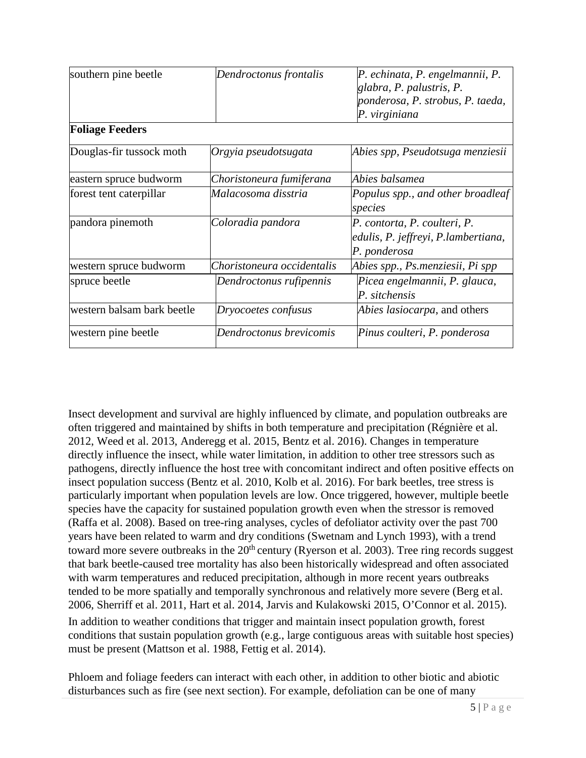| | | |
|---|---|---|
| southern pine beetle | *Dendroctonus frontalis* | *P. echinata, P. engelmannii, P. glabra, P. palustris, P. ponderosa, P. strobus, P. taeda, P. virginiana* |
| **Foliage Feeders** | | |
| Douglas-fir tussock moth | *Orgyia pseudotsugata* | *Abies spp, Pseudotsuga menziesii* |
| eastern spruce budworm | *Choristoneura fumiferana* | *Abies balsamea* |
| forest tent caterpillar | *Malacosoma disstria* | *Populus spp., and other broadleaf species* |
| pandora pinemoth | *Coloradia pandora* | *P. contorta, P. coulteri, P. edulis, P. jeffreyi, P.lambertiana, P. ponderosa* |
| western spruce budworm | *Choristoneura occidentalis* | *Abies spp., Ps.menziesii, Pi spp* |
| spruce beetle | *Dendroctonus rufipennis* | *Picea engelmannii, P. glauca, P. sitchensis* |
| western balsam bark beetle | *Dryocoetes confusus* | *Abies lasiocarpa*, and others |
| western pine beetle | *Dendroctonus brevicomis* | *Pinus coulteri, P. ponderosa* |

Insect development and survival are highly influenced by climate, and population outbreaks are often triggered and maintained by shifts in both temperature and precipitation (Régnière et al. 2012, Weed et al. 2013, Anderegg et al. 2015, Bentz et al. 2016). Changes in temperature directly influence the insect, while water limitation, in addition to other tree stressors such as pathogens, directly influence the host tree with concomitant indirect and often positive effects on insect population success (Bentz et al. 2010, Kolb et al. 2016). For bark beetles, tree stress is particularly important when population levels are low. Once triggered, however, multiple beetle species have the capacity for sustained population growth even when the stressor is removed (Raffa et al. 2008). Based on tree-ring analyses, cycles of defoliator activity over the past 700 years have been related to warm and dry conditions (Swetnam and Lynch 1993), with a trend toward more severe outbreaks in the 20th century (Ryerson et al. 2003). Tree ring records suggest that bark beetle-caused tree mortality has also been historically widespread and often associated with warm temperatures and reduced precipitation, although in more recent years outbreaks tended to be more spatially and temporally synchronous and relatively more severe (Berg et al. 2006, Sherriff et al. 2011, Hart et al. 2014, Jarvis and Kulakowski 2015, O'Connor et al. 2015). In addition to weather conditions that trigger and maintain insect population growth, forest conditions that sustain population growth (e.g., large contiguous areas with suitable host species) must be present (Mattson et al. 1988, Fettig et al. 2014).

Phloem and foliage feeders can interact with each other, in addition to other biotic and abiotic disturbances such as fire (see next section). For example, defoliation can be one of many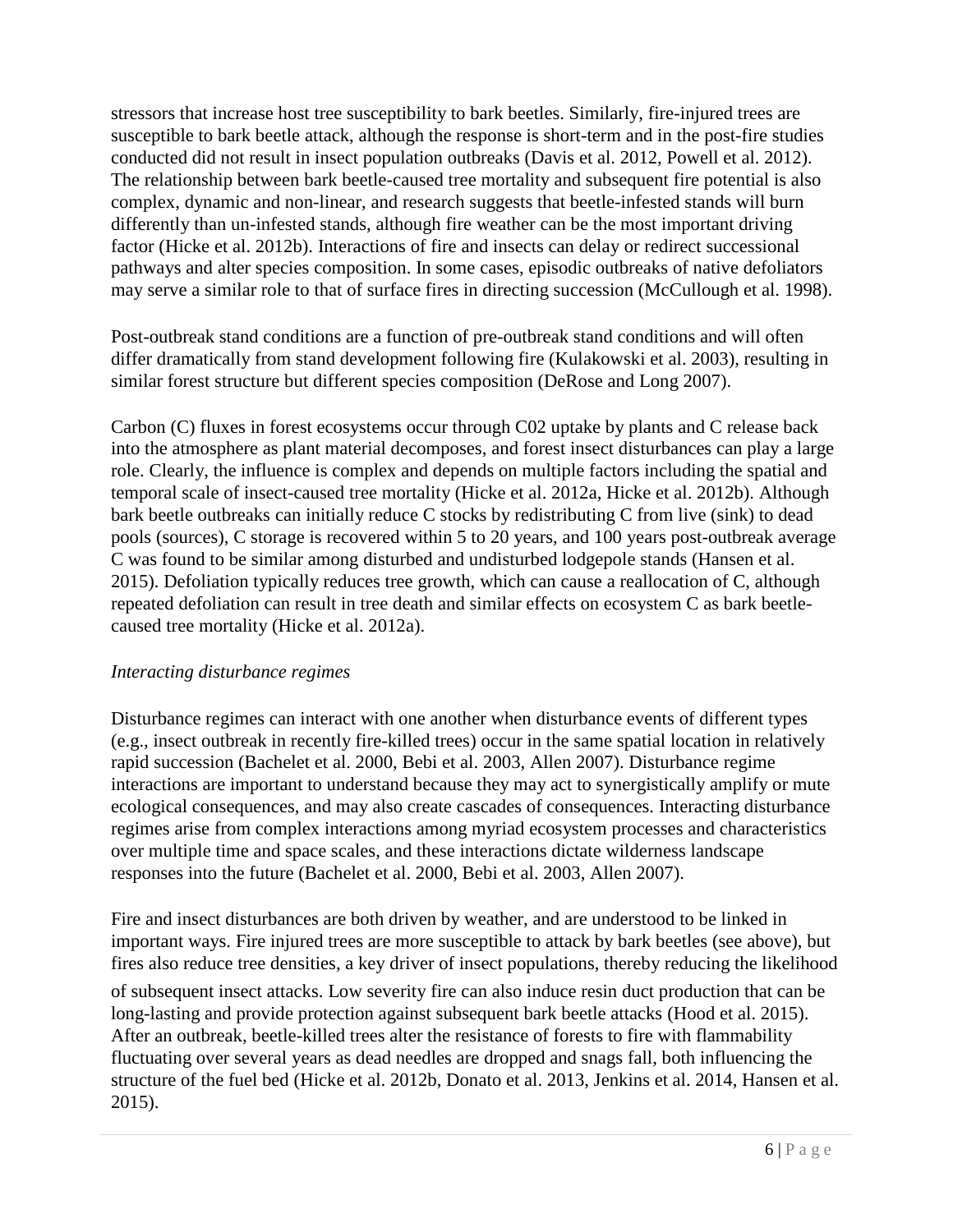stressors that increase host tree susceptibility to bark beetles. Similarly, fire-injured trees are susceptible to bark beetle attack, although the response is short-term and in the post-fire studies conducted did not result in insect population outbreaks (Davis et al. 2012, Powell et al. 2012). The relationship between bark beetle-caused tree mortality and subsequent fire potential is also complex, dynamic and non-linear, and research suggests that beetle-infested stands will burn differently than un-infested stands, although fire weather can be the most important driving factor (Hicke et al. 2012b). Interactions of fire and insects can delay or redirect successional pathways and alter species composition. In some cases, episodic outbreaks of native defoliators may serve a similar role to that of surface fires in directing succession (McCullough et al. 1998).

Post-outbreak stand conditions are a function of pre-outbreak stand conditions and will often differ dramatically from stand development following fire (Kulakowski et al. 2003), resulting in similar forest structure but different species composition (DeRose and Long 2007).

Carbon (C) fluxes in forest ecosystems occur through C02 uptake by plants and C release back into the atmosphere as plant material decomposes, and forest insect disturbances can play a large role. Clearly, the influence is complex and depends on multiple factors including the spatial and temporal scale of insect-caused tree mortality (Hicke et al. 2012a, Hicke et al. 2012b). Although bark beetle outbreaks can initially reduce C stocks by redistributing C from live (sink) to dead pools (sources), C storage is recovered within 5 to 20 years, and 100 years post-outbreak average C was found to be similar among disturbed and undisturbed lodgepole stands (Hansen et al. 2015). Defoliation typically reduces tree growth, which can cause a reallocation of C, although repeated defoliation can result in tree death and similar effects on ecosystem C as bark beetle-caused tree mortality (Hicke et al. 2012a).

*Interacting disturbance regimes*

Disturbance regimes can interact with one another when disturbance events of different types (e.g., insect outbreak in recently fire-killed trees) occur in the same spatial location in relatively rapid succession (Bachelet et al. 2000, Bebi et al. 2003, Allen 2007). Disturbance regime interactions are important to understand because they may act to synergistically amplify or mute ecological consequences, and may also create cascades of consequences. Interacting disturbance regimes arise from complex interactions among myriad ecosystem processes and characteristics over multiple time and space scales, and these interactions dictate wilderness landscape responses into the future (Bachelet et al. 2000, Bebi et al. 2003, Allen 2007).

Fire and insect disturbances are both driven by weather, and are understood to be linked in important ways. Fire injured trees are more susceptible to attack by bark beetles (see above), but fires also reduce tree densities, a key driver of insect populations, thereby reducing the likelihood of subsequent insect attacks. Low severity fire can also induce resin duct production that can be long-lasting and provide protection against subsequent bark beetle attacks (Hood et al. 2015). After an outbreak, beetle-killed trees alter the resistance of forests to fire with flammability fluctuating over several years as dead needles are dropped and snags fall, both influencing the structure of the fuel bed (Hicke et al. 2012b, Donato et al. 2013, Jenkins et al. 2014, Hansen et al. 2015).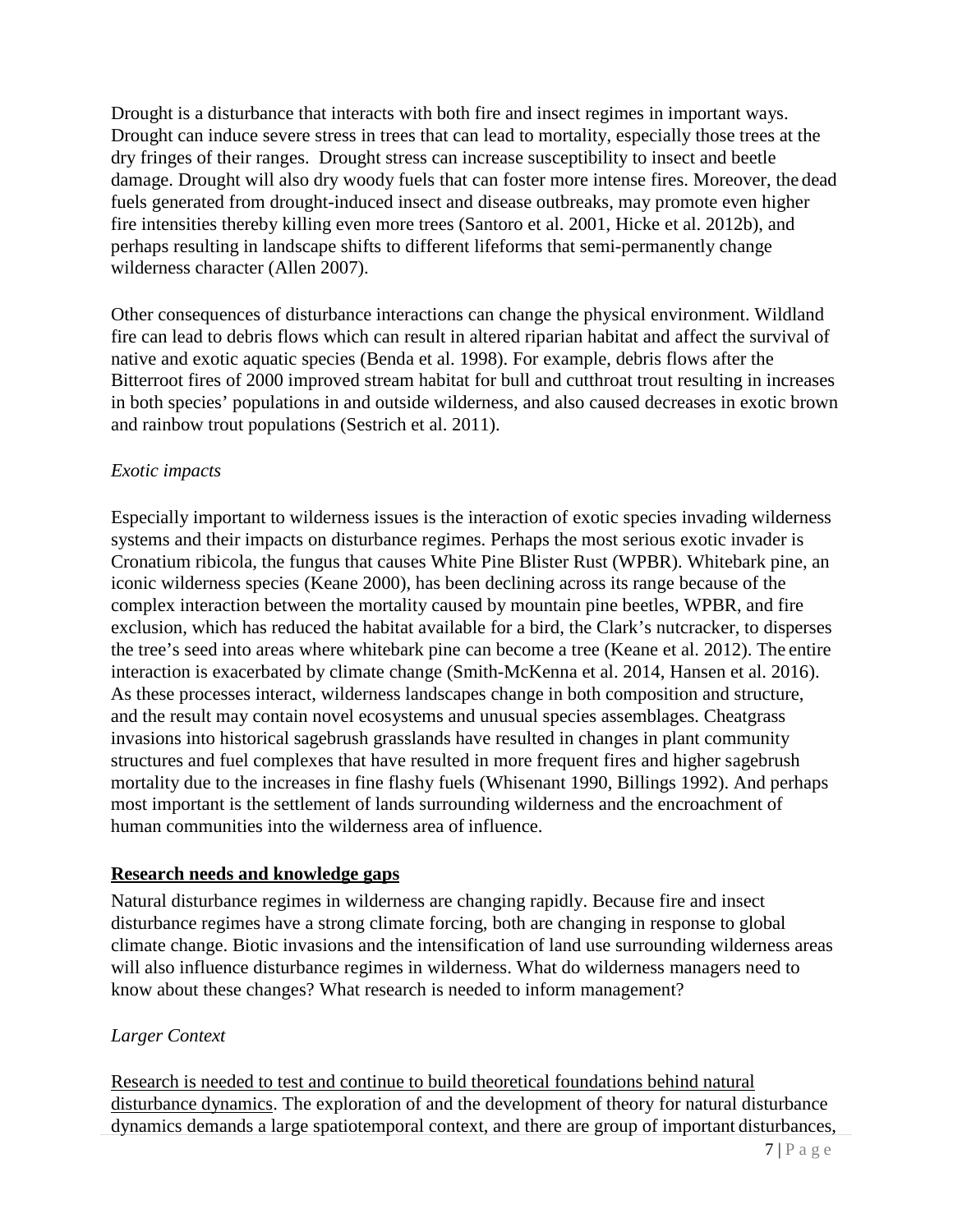Drought is a disturbance that interacts with both fire and insect regimes in important ways. Drought can induce severe stress in trees that can lead to mortality, especially those trees at the dry fringes of their ranges. Drought stress can increase susceptibility to insect and beetle damage. Drought will also dry woody fuels that can foster more intense fires. Moreover, the dead fuels generated from drought-induced insect and disease outbreaks, may promote even higher fire intensities thereby killing even more trees (Santoro et al. 2001, Hicke et al. 2012b), and perhaps resulting in landscape shifts to different lifeforms that semi-permanently change wilderness character (Allen 2007).

Other consequences of disturbance interactions can change the physical environment. Wildland fire can lead to debris flows which can result in altered riparian habitat and affect the survival of native and exotic aquatic species (Benda et al. 1998). For example, debris flows after the Bitterroot fires of 2000 improved stream habitat for bull and cutthroat trout resulting in increases in both species' populations in and outside wilderness, and also caused decreases in exotic brown and rainbow trout populations (Sestrich et al. 2011).

*Exotic impacts*

Especially important to wilderness issues is the interaction of exotic species invading wilderness systems and their impacts on disturbance regimes. Perhaps the most serious exotic invader is Cronatium ribicola, the fungus that causes White Pine Blister Rust (WPBR). Whitebark pine, an iconic wilderness species (Keane 2000), has been declining across its range because of the complex interaction between the mortality caused by mountain pine beetles, WPBR, and fire exclusion, which has reduced the habitat available for a bird, the Clark's nutcracker, to disperses the tree's seed into areas where whitebark pine can become a tree (Keane et al. 2012). The entire interaction is exacerbated by climate change (Smith-McKenna et al. 2014, Hansen et al. 2016). As these processes interact, wilderness landscapes change in both composition and structure, and the result may contain novel ecosystems and unusual species assemblages. Cheatgrass invasions into historical sagebrush grasslands have resulted in changes in plant community structures and fuel complexes that have resulted in more frequent fires and higher sagebrush mortality due to the increases in fine flashy fuels (Whisenant 1990, Billings 1992). And perhaps most important is the settlement of lands surrounding wilderness and the encroachment of human communities into the wilderness area of influence.

## Research needs and knowledge gaps

Natural disturbance regimes in wilderness are changing rapidly. Because fire and insect disturbance regimes have a strong climate forcing, both are changing in response to global climate change. Biotic invasions and the intensification of land use surrounding wilderness areas will also influence disturbance regimes in wilderness. What do wilderness managers need to know about these changes? What research is needed to inform management?

*Larger Context*

Research is needed to test and continue to build theoretical foundations behind natural disturbance dynamics. The exploration of and the development of theory for natural disturbance dynamics demands a large spatiotemporal context, and there are group of important disturbances,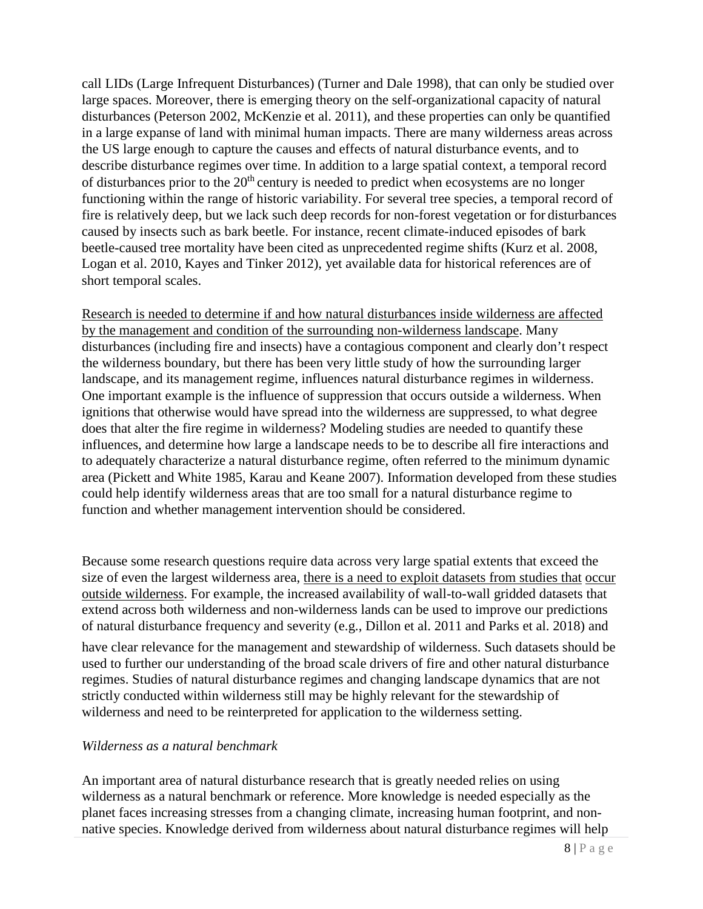call LIDs (Large Infrequent Disturbances) (Turner and Dale 1998), that can only be studied over large spaces. Moreover, there is emerging theory on the self-organizational capacity of natural disturbances (Peterson 2002, McKenzie et al. 2011), and these properties can only be quantified in a large expanse of land with minimal human impacts. There are many wilderness areas across the US large enough to capture the causes and effects of natural disturbance events, and to describe disturbance regimes over time. In addition to a large spatial context, a temporal record of disturbances prior to the 20th century is needed to predict when ecosystems are no longer functioning within the range of historic variability. For several tree species, a temporal record of fire is relatively deep, but we lack such deep records for non-forest vegetation or for disturbances caused by insects such as bark beetle. For instance, recent climate-induced episodes of bark beetle-caused tree mortality have been cited as unprecedented regime shifts (Kurz et al. 2008, Logan et al. 2010, Kayes and Tinker 2012), yet available data for historical references are of short temporal scales.

<u>Research is needed to determine if and how natural disturbances inside wilderness are affected by the management and condition of the surrounding non-wilderness landscape</u>. Many disturbances (including fire and insects) have a contagious component and clearly don't respect the wilderness boundary, but there has been very little study of how the surrounding larger landscape, and its management regime, influences natural disturbance regimes in wilderness. One important example is the influence of suppression that occurs outside a wilderness. When ignitions that otherwise would have spread into the wilderness are suppressed, to what degree does that alter the fire regime in wilderness? Modeling studies are needed to quantify these influences, and determine how large a landscape needs to be to describe all fire interactions and to adequately characterize a natural disturbance regime, often referred to the minimum dynamic area (Pickett and White 1985, Karau and Keane 2007). Information developed from these studies could help identify wilderness areas that are too small for a natural disturbance regime to function and whether management intervention should be considered.

Because some research questions require data across very large spatial extents that exceed the size of even the largest wilderness area, <u>there is a need to exploit datasets from studies that occur outside wilderness</u>. For example, the increased availability of wall-to-wall gridded datasets that extend across both wilderness and non-wilderness lands can be used to improve our predictions of natural disturbance frequency and severity (e.g., Dillon et al. 2011 and Parks et al. 2018) and have clear relevance for the management and stewardship of wilderness. Such datasets should be used to further our understanding of the broad scale drivers of fire and other natural disturbance regimes. Studies of natural disturbance regimes and changing landscape dynamics that are not strictly conducted within wilderness still may be highly relevant for the stewardship of wilderness and need to be reinterpreted for application to the wilderness setting.

*Wilderness as a natural benchmark*

An important area of natural disturbance research that is greatly needed relies on using wilderness as a natural benchmark or reference. More knowledge is needed especially as the planet faces increasing stresses from a changing climate, increasing human footprint, and non-native species. Knowledge derived from wilderness about natural disturbance regimes will help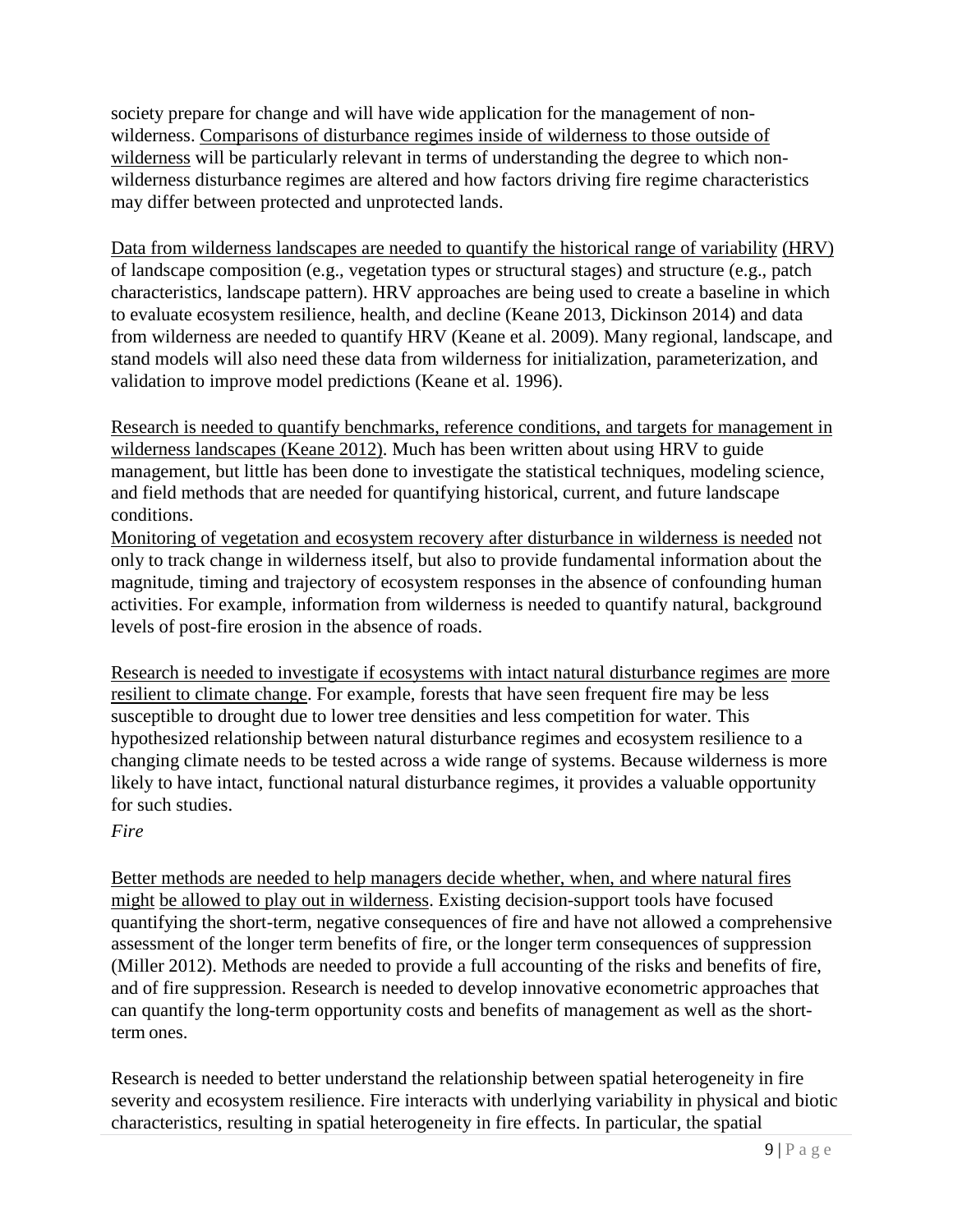society prepare for change and will have wide application for the management of non-wilderness. Comparisons of disturbance regimes inside of wilderness to those outside of wilderness will be particularly relevant in terms of understanding the degree to which non-wilderness disturbance regimes are altered and how factors driving fire regime characteristics may differ between protected and unprotected lands.

Data from wilderness landscapes are needed to quantify the historical range of variability (HRV) of landscape composition (e.g., vegetation types or structural stages) and structure (e.g., patch characteristics, landscape pattern). HRV approaches are being used to create a baseline in which to evaluate ecosystem resilience, health, and decline (Keane 2013, Dickinson 2014) and data from wilderness are needed to quantify HRV (Keane et al. 2009). Many regional, landscape, and stand models will also need these data from wilderness for initialization, parameterization, and validation to improve model predictions (Keane et al. 1996).

Research is needed to quantify benchmarks, reference conditions, and targets for management in wilderness landscapes (Keane 2012). Much has been written about using HRV to guide management, but little has been done to investigate the statistical techniques, modeling science, and field methods that are needed for quantifying historical, current, and future landscape conditions.

Monitoring of vegetation and ecosystem recovery after disturbance in wilderness is needed not only to track change in wilderness itself, but also to provide fundamental information about the magnitude, timing and trajectory of ecosystem responses in the absence of confounding human activities. For example, information from wilderness is needed to quantify natural, background levels of post-fire erosion in the absence of roads.

Research is needed to investigate if ecosystems with intact natural disturbance regimes are more resilient to climate change. For example, forests that have seen frequent fire may be less susceptible to drought due to lower tree densities and less competition for water. This hypothesized relationship between natural disturbance regimes and ecosystem resilience to a changing climate needs to be tested across a wide range of systems. Because wilderness is more likely to have intact, functional natural disturbance regimes, it provides a valuable opportunity for such studies.

*Fire*

Better methods are needed to help managers decide whether, when, and where natural fires might be allowed to play out in wilderness. Existing decision-support tools have focused quantifying the short-term, negative consequences of fire and have not allowed a comprehensive assessment of the longer term benefits of fire, or the longer term consequences of suppression (Miller 2012). Methods are needed to provide a full accounting of the risks and benefits of fire, and of fire suppression. Research is needed to develop innovative econometric approaches that can quantify the long-term opportunity costs and benefits of management as well as the short-term ones.

Research is needed to better understand the relationship between spatial heterogeneity in fire severity and ecosystem resilience. Fire interacts with underlying variability in physical and biotic characteristics, resulting in spatial heterogeneity in fire effects. In particular, the spatial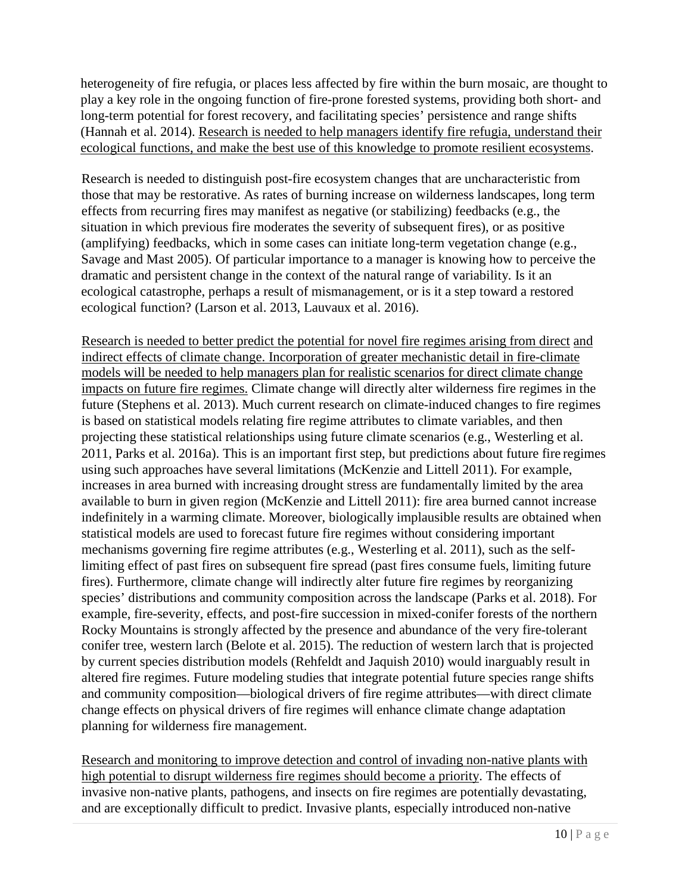heterogeneity of fire refugia, or places less affected by fire within the burn mosaic, are thought to play a key role in the ongoing function of fire-prone forested systems, providing both short- and long-term potential for forest recovery, and facilitating species' persistence and range shifts (Hannah et al. 2014). Research is needed to help managers identify fire refugia, understand their ecological functions, and make the best use of this knowledge to promote resilient ecosystems.

Research is needed to distinguish post-fire ecosystem changes that are uncharacteristic from those that may be restorative. As rates of burning increase on wilderness landscapes, long term effects from recurring fires may manifest as negative (or stabilizing) feedbacks (e.g., the situation in which previous fire moderates the severity of subsequent fires), or as positive (amplifying) feedbacks, which in some cases can initiate long-term vegetation change (e.g., Savage and Mast 2005). Of particular importance to a manager is knowing how to perceive the dramatic and persistent change in the context of the natural range of variability. Is it an ecological catastrophe, perhaps a result of mismanagement, or is it a step toward a restored ecological function? (Larson et al. 2013, Lauvaux et al. 2016).

Research is needed to better predict the potential for novel fire regimes arising from direct and indirect effects of climate change. Incorporation of greater mechanistic detail in fire-climate models will be needed to help managers plan for realistic scenarios for direct climate change impacts on future fire regimes. Climate change will directly alter wilderness fire regimes in the future (Stephens et al. 2013). Much current research on climate-induced changes to fire regimes is based on statistical models relating fire regime attributes to climate variables, and then projecting these statistical relationships using future climate scenarios (e.g., Westerling et al. 2011, Parks et al. 2016a). This is an important first step, but predictions about future fire regimes using such approaches have several limitations (McKenzie and Littell 2011). For example, increases in area burned with increasing drought stress are fundamentally limited by the area available to burn in given region (McKenzie and Littell 2011): fire area burned cannot increase indefinitely in a warming climate. Moreover, biologically implausible results are obtained when statistical models are used to forecast future fire regimes without considering important mechanisms governing fire regime attributes (e.g., Westerling et al. 2011), such as the self-limiting effect of past fires on subsequent fire spread (past fires consume fuels, limiting future fires). Furthermore, climate change will indirectly alter future fire regimes by reorganizing species' distributions and community composition across the landscape (Parks et al. 2018). For example, fire-severity, effects, and post-fire succession in mixed-conifer forests of the northern Rocky Mountains is strongly affected by the presence and abundance of the very fire-tolerant conifer tree, western larch (Belote et al. 2015). The reduction of western larch that is projected by current species distribution models (Rehfeldt and Jaquish 2010) would inarguably result in altered fire regimes. Future modeling studies that integrate potential future species range shifts and community composition—biological drivers of fire regime attributes—with direct climate change effects on physical drivers of fire regimes will enhance climate change adaptation planning for wilderness fire management.

Research and monitoring to improve detection and control of invading non-native plants with high potential to disrupt wilderness fire regimes should become a priority. The effects of invasive non-native plants, pathogens, and insects on fire regimes are potentially devastating, and are exceptionally difficult to predict. Invasive plants, especially introduced non-native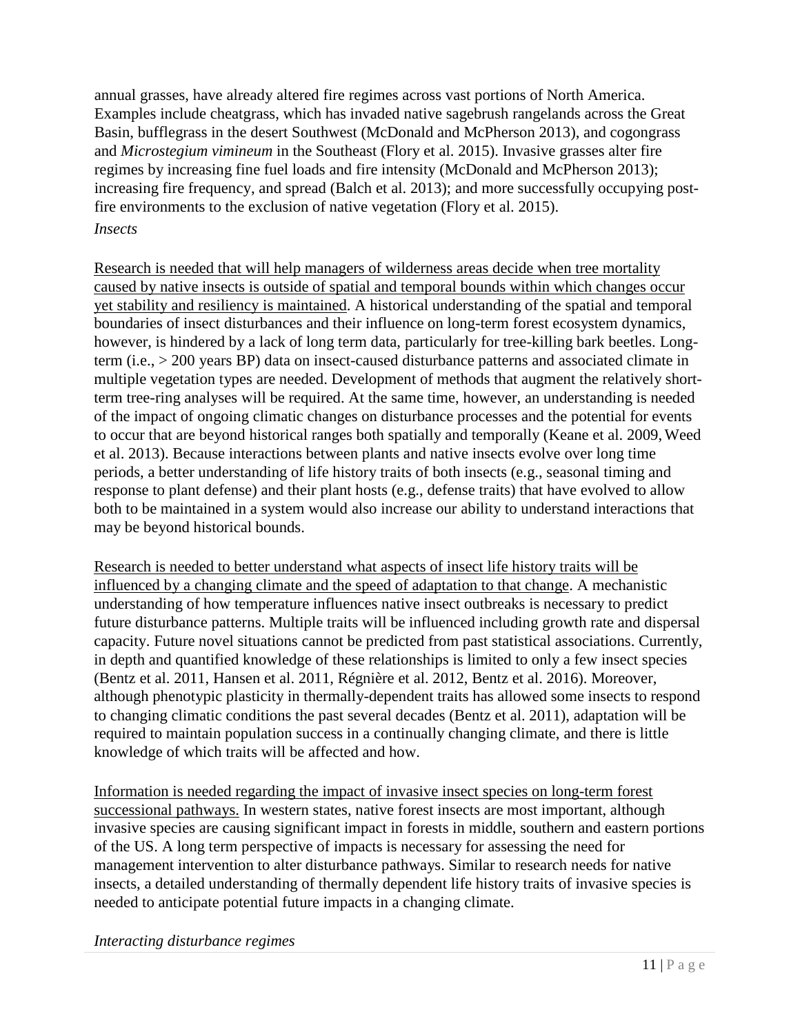annual grasses, have already altered fire regimes across vast portions of North America. Examples include cheatgrass, which has invaded native sagebrush rangelands across the Great Basin, bufflegrass in the desert Southwest (McDonald and McPherson 2013), and cogongrass and *Microstegium vimineum* in the Southeast (Flory et al. 2015). Invasive grasses alter fire regimes by increasing fine fuel loads and fire intensity (McDonald and McPherson 2013); increasing fire frequency, and spread (Balch et al. 2013); and more successfully occupying post-fire environments to the exclusion of native vegetation (Flory et al. 2015).

*Insects*

<u>Research is needed that will help managers of wilderness areas decide when tree mortality caused by native insects is outside of spatial and temporal bounds within which changes occur yet stability and resiliency is maintained</u>. A historical understanding of the spatial and temporal boundaries of insect disturbances and their influence on long-term forest ecosystem dynamics, however, is hindered by a lack of long term data, particularly for tree-killing bark beetles. Long-term (i.e., > 200 years BP) data on insect-caused disturbance patterns and associated climate in multiple vegetation types are needed. Development of methods that augment the relatively short-term tree-ring analyses will be required. At the same time, however, an understanding is needed of the impact of ongoing climatic changes on disturbance processes and the potential for events to occur that are beyond historical ranges both spatially and temporally (Keane et al. 2009, Weed et al. 2013). Because interactions between plants and native insects evolve over long time periods, a better understanding of life history traits of both insects (e.g., seasonal timing and response to plant defense) and their plant hosts (e.g., defense traits) that have evolved to allow both to be maintained in a system would also increase our ability to understand interactions that may be beyond historical bounds.

<u>Research is needed to better understand what aspects of insect life history traits will be influenced by a changing climate and the speed of adaptation to that change</u>. A mechanistic understanding of how temperature influences native insect outbreaks is necessary to predict future disturbance patterns. Multiple traits will be influenced including growth rate and dispersal capacity. Future novel situations cannot be predicted from past statistical associations. Currently, in depth and quantified knowledge of these relationships is limited to only a few insect species (Bentz et al. 2011, Hansen et al. 2011, Régnière et al. 2012, Bentz et al. 2016). Moreover, although phenotypic plasticity in thermally-dependent traits has allowed some insects to respond to changing climatic conditions the past several decades (Bentz et al. 2011), adaptation will be required to maintain population success in a continually changing climate, and there is little knowledge of which traits will be affected and how.

<u>Information is needed regarding the impact of invasive insect species on long-term forest successional pathways.</u> In western states, native forest insects are most important, although invasive species are causing significant impact in forests in middle, southern and eastern portions of the US. A long term perspective of impacts is necessary for assessing the need for management intervention to alter disturbance pathways. Similar to research needs for native insects, a detailed understanding of thermally dependent life history traits of invasive species is needed to anticipate potential future impacts in a changing climate.

*Interacting disturbance regimes*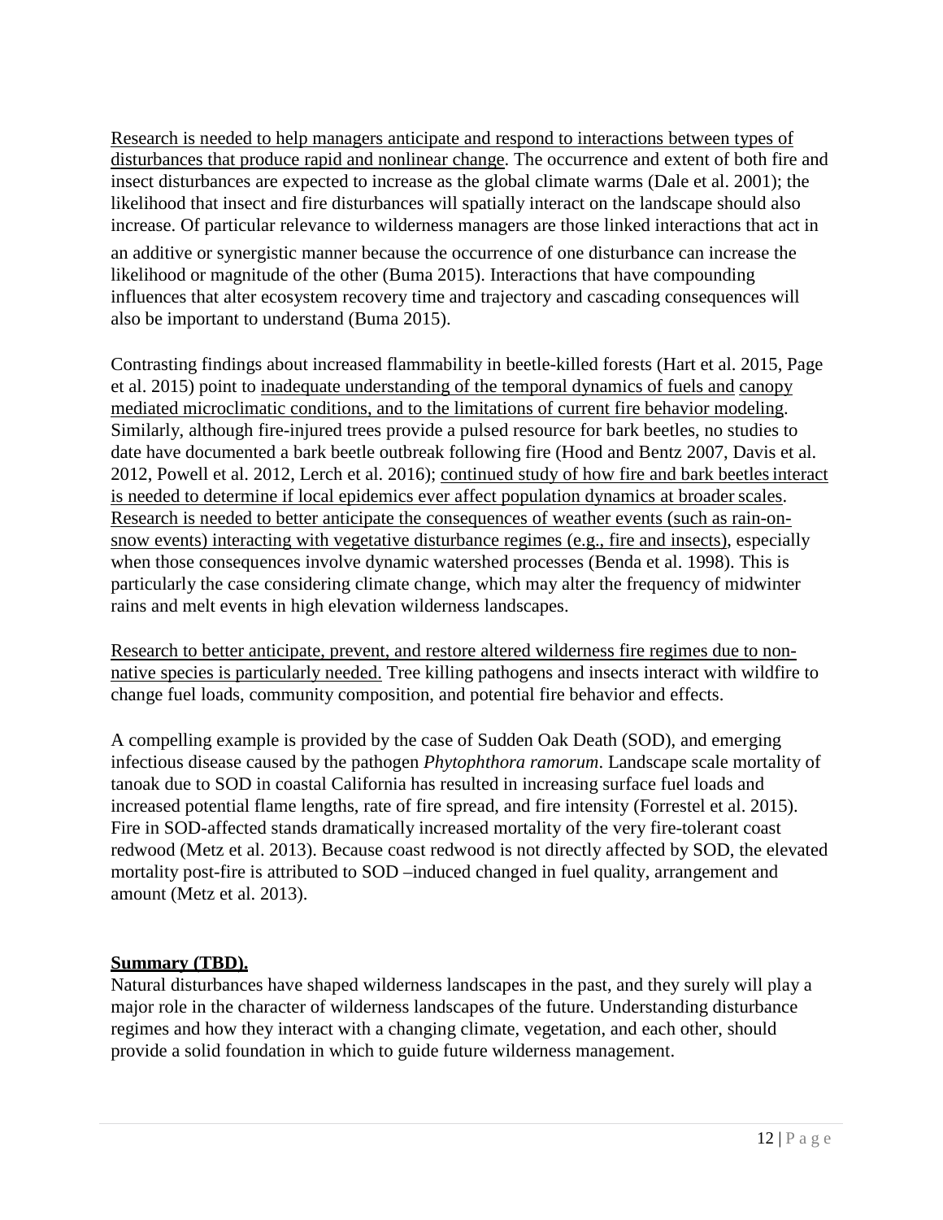<u>Research is needed to help managers anticipate and respond to interactions between types of disturbances that produce rapid and nonlinear change</u>. The occurrence and extent of both fire and insect disturbances are expected to increase as the global climate warms (Dale et al. 2001); the likelihood that insect and fire disturbances will spatially interact on the landscape should also increase. Of particular relevance to wilderness managers are those linked interactions that act in an additive or synergistic manner because the occurrence of one disturbance can increase the likelihood or magnitude of the other (Buma 2015). Interactions that have compounding influences that alter ecosystem recovery time and trajectory and cascading consequences will also be important to understand (Buma 2015).

Contrasting findings about increased flammability in beetle-killed forests (Hart et al. 2015, Page et al. 2015) point to <u>inadequate understanding of the temporal dynamics of fuels and canopy mediated microclimatic conditions, and to the limitations of current fire behavior modeling</u>. Similarly, although fire-injured trees provide a pulsed resource for bark beetles, no studies to date have documented a bark beetle outbreak following fire (Hood and Bentz 2007, Davis et al. 2012, Powell et al. 2012, Lerch et al. 2016); <u>continued study of how fire and bark beetles interact is needed to determine if local epidemics ever affect population dynamics at broader scales</u>. <u>Research is needed to better anticipate the consequences of weather events (such as rain-on-snow events) interacting with vegetative disturbance regimes (e.g., fire and insects)</u>, especially when those consequences involve dynamic watershed processes (Benda et al. 1998). This is particularly the case considering climate change, which may alter the frequency of midwinter rains and melt events in high elevation wilderness landscapes.

<u>Research to better anticipate, prevent, and restore altered wilderness fire regimes due to non-native species is particularly needed.</u> Tree killing pathogens and insects interact with wildfire to change fuel loads, community composition, and potential fire behavior and effects.

A compelling example is provided by the case of Sudden Oak Death (SOD), and emerging infectious disease caused by the pathogen *Phytophthora ramorum*. Landscape scale mortality of tanoak due to SOD in coastal California has resulted in increasing surface fuel loads and increased potential flame lengths, rate of fire spread, and fire intensity (Forrestel et al. 2015). Fire in SOD-affected stands dramatically increased mortality of the very fire-tolerant coast redwood (Metz et al. 2013). Because coast redwood is not directly affected by SOD, the elevated mortality post-fire is attributed to SOD –induced changed in fuel quality, arrangement and amount (Metz et al. 2013).

## <u>**Summary (TBD).**</u>

Natural disturbances have shaped wilderness landscapes in the past, and they surely will play a major role in the character of wilderness landscapes of the future. Understanding disturbance regimes and how they interact with a changing climate, vegetation, and each other, should provide a solid foundation in which to guide future wilderness management.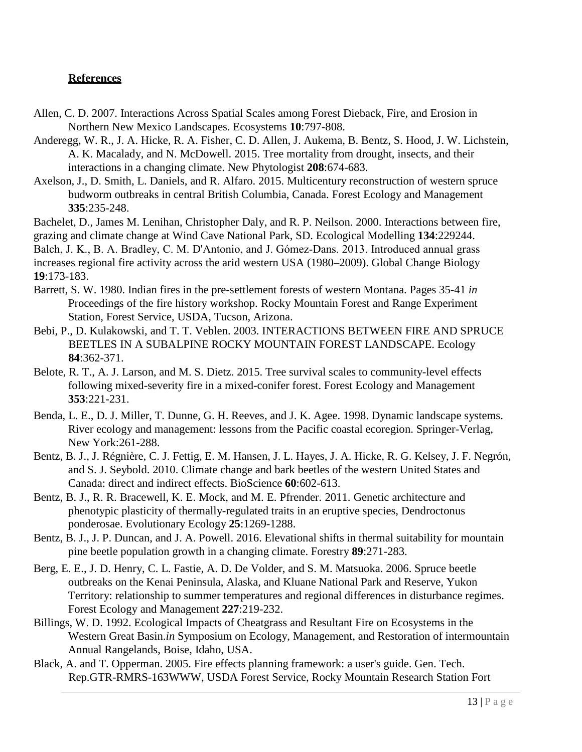**References**

Allen, C. D. 2007. Interactions Across Spatial Scales among Forest Dieback, Fire, and Erosion in Northern New Mexico Landscapes. Ecosystems **10**:797-808.

Anderegg, W. R., J. A. Hicke, R. A. Fisher, C. D. Allen, J. Aukema, B. Bentz, S. Hood, J. W. Lichstein, A. K. Macalady, and N. McDowell. 2015. Tree mortality from drought, insects, and their interactions in a changing climate. New Phytologist **208**:674-683.

Axelson, J., D. Smith, L. Daniels, and R. Alfaro. 2015. Multicentury reconstruction of western spruce budworm outbreaks in central British Columbia, Canada. Forest Ecology and Management **335**:235-248.

Bachelet, D., James M. Lenihan, Christopher Daly, and R. P. Neilson. 2000. Interactions between fire, grazing and climate change at Wind Cave National Park, SD. Ecological Modelling **134**:229244.

Balch, J. K., B. A. Bradley, C. M. D'Antonio, and J. Gómez-Dans. 2013. Introduced annual grass increases regional fire activity across the arid western USA (1980–2009). Global Change Biology **19**:173-183.

Barrett, S. W. 1980. Indian fires in the pre-settlement forests of western Montana. Pages 35-41 *in* Proceedings of the fire history workshop. Rocky Mountain Forest and Range Experiment Station, Forest Service, USDA, Tucson, Arizona.

Bebi, P., D. Kulakowski, and T. T. Veblen. 2003. INTERACTIONS BETWEEN FIRE AND SPRUCE BEETLES IN A SUBALPINE ROCKY MOUNTAIN FOREST LANDSCAPE. Ecology **84**:362-371.

Belote, R. T., A. J. Larson, and M. S. Dietz. 2015. Tree survival scales to community-level effects following mixed-severity fire in a mixed-conifer forest. Forest Ecology and Management **353**:221-231.

Benda, L. E., D. J. Miller, T. Dunne, G. H. Reeves, and J. K. Agee. 1998. Dynamic landscape systems. River ecology and management: lessons from the Pacific coastal ecoregion. Springer-Verlag, New York:261-288.

Bentz, B. J., J. Régnière, C. J. Fettig, E. M. Hansen, J. L. Hayes, J. A. Hicke, R. G. Kelsey, J. F. Negrón, and S. J. Seybold. 2010. Climate change and bark beetles of the western United States and Canada: direct and indirect effects. BioScience **60**:602-613.

Bentz, B. J., R. R. Bracewell, K. E. Mock, and M. E. Pfrender. 2011. Genetic architecture and phenotypic plasticity of thermally-regulated traits in an eruptive species, Dendroctonus ponderosae. Evolutionary Ecology **25**:1269-1288.

Bentz, B. J., J. P. Duncan, and J. A. Powell. 2016. Elevational shifts in thermal suitability for mountain pine beetle population growth in a changing climate. Forestry **89**:271-283.

Berg, E. E., J. D. Henry, C. L. Fastie, A. D. De Volder, and S. M. Matsuoka. 2006. Spruce beetle outbreaks on the Kenai Peninsula, Alaska, and Kluane National Park and Reserve, Yukon Territory: relationship to summer temperatures and regional differences in disturbance regimes. Forest Ecology and Management **227**:219-232.

Billings, W. D. 1992. Ecological Impacts of Cheatgrass and Resultant Fire on Ecosystems in the Western Great Basin.*in* Symposium on Ecology, Management, and Restoration of intermountain Annual Rangelands, Boise, Idaho, USA.

Black, A. and T. Opperman. 2005. Fire effects planning framework: a user's guide. Gen. Tech. Rep.GTR-RMRS-163WWW, USDA Forest Service, Rocky Mountain Research Station Fort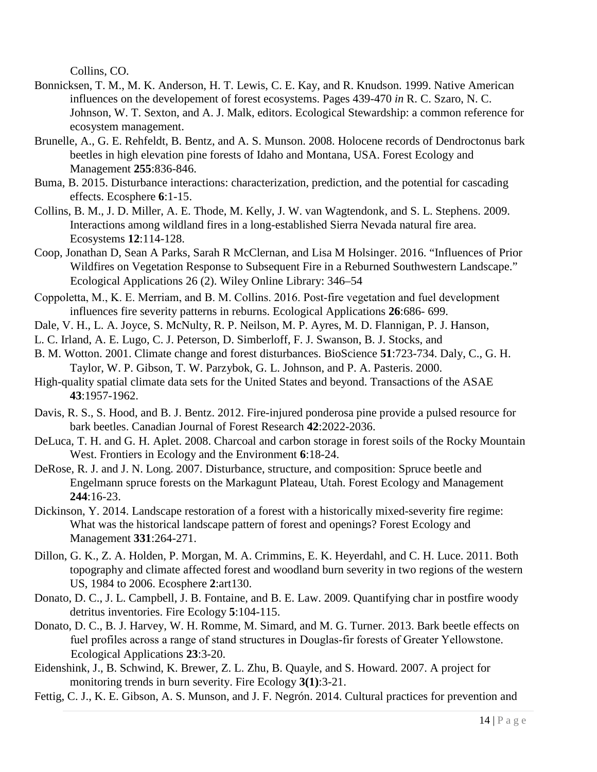Collins, CO.

Bonnicksen, T. M., M. K. Anderson, H. T. Lewis, C. E. Kay, and R. Knudson. 1999. Native American influences on the developement of forest ecosystems. Pages 439-470 *in* R. C. Szaro, N. C. Johnson, W. T. Sexton, and A. J. Malk, editors. Ecological Stewardship: a common reference for ecosystem management.

Brunelle, A., G. E. Rehfeldt, B. Bentz, and A. S. Munson. 2008. Holocene records of Dendroctonus bark beetles in high elevation pine forests of Idaho and Montana, USA. Forest Ecology and Management **255**:836-846.

Buma, B. 2015. Disturbance interactions: characterization, prediction, and the potential for cascading effects. Ecosphere **6**:1-15.

Collins, B. M., J. D. Miller, A. E. Thode, M. Kelly, J. W. van Wagtendonk, and S. L. Stephens. 2009. Interactions among wildland fires in a long-established Sierra Nevada natural fire area. Ecosystems **12**:114-128.

Coop, Jonathan D, Sean A Parks, Sarah R McClernan, and Lisa M Holsinger. 2016. "Influences of Prior Wildfires on Vegetation Response to Subsequent Fire in a Reburned Southwestern Landscape." Ecological Applications 26 (2). Wiley Online Library: 346–54

Coppoletta, M., K. E. Merriam, and B. M. Collins. 2016. Post-fire vegetation and fuel development influences fire severity patterns in reburns. Ecological Applications **26**:686- 699.

Dale, V. H., L. A. Joyce, S. McNulty, R. P. Neilson, M. P. Ayres, M. D. Flannigan, P. J. Hanson,
L. C. Irland, A. E. Lugo, C. J. Peterson, D. Simberloff, F. J. Swanson, B. J. Stocks, and
B. M. Wotton. 2001. Climate change and forest disturbances. BioScience **51**:723-734. Daly, C., G. H. Taylor, W. P. Gibson, T. W. Parzybok, G. L. Johnson, and P. A. Pasteris. 2000.
High-quality spatial climate data sets for the United States and beyond. Transactions of the ASAE **43**:1957-1962.

Davis, R. S., S. Hood, and B. J. Bentz. 2012. Fire-injured ponderosa pine provide a pulsed resource for bark beetles. Canadian Journal of Forest Research **42**:2022-2036.

DeLuca, T. H. and G. H. Aplet. 2008. Charcoal and carbon storage in forest soils of the Rocky Mountain West. Frontiers in Ecology and the Environment **6**:18-24.

DeRose, R. J. and J. N. Long. 2007. Disturbance, structure, and composition: Spruce beetle and Engelmann spruce forests on the Markagunt Plateau, Utah. Forest Ecology and Management **244**:16-23.

Dickinson, Y. 2014. Landscape restoration of a forest with a historically mixed-severity fire regime: What was the historical landscape pattern of forest and openings? Forest Ecology and Management **331**:264-271.

Dillon, G. K., Z. A. Holden, P. Morgan, M. A. Crimmins, E. K. Heyerdahl, and C. H. Luce. 2011. Both topography and climate affected forest and woodland burn severity in two regions of the western US, 1984 to 2006. Ecosphere **2**:art130.

Donato, D. C., J. L. Campbell, J. B. Fontaine, and B. E. Law. 2009. Quantifying char in postfire woody detritus inventories. Fire Ecology **5**:104-115.

Donato, D. C., B. J. Harvey, W. H. Romme, M. Simard, and M. G. Turner. 2013. Bark beetle effects on fuel profiles across a range of stand structures in Douglas-fir forests of Greater Yellowstone. Ecological Applications **23**:3-20.

Eidenshink, J., B. Schwind, K. Brewer, Z. L. Zhu, B. Quayle, and S. Howard. 2007. A project for monitoring trends in burn severity. Fire Ecology **3(1)**:3-21.

Fettig, C. J., K. E. Gibson, A. S. Munson, and J. F. Negrón. 2014. Cultural practices for prevention and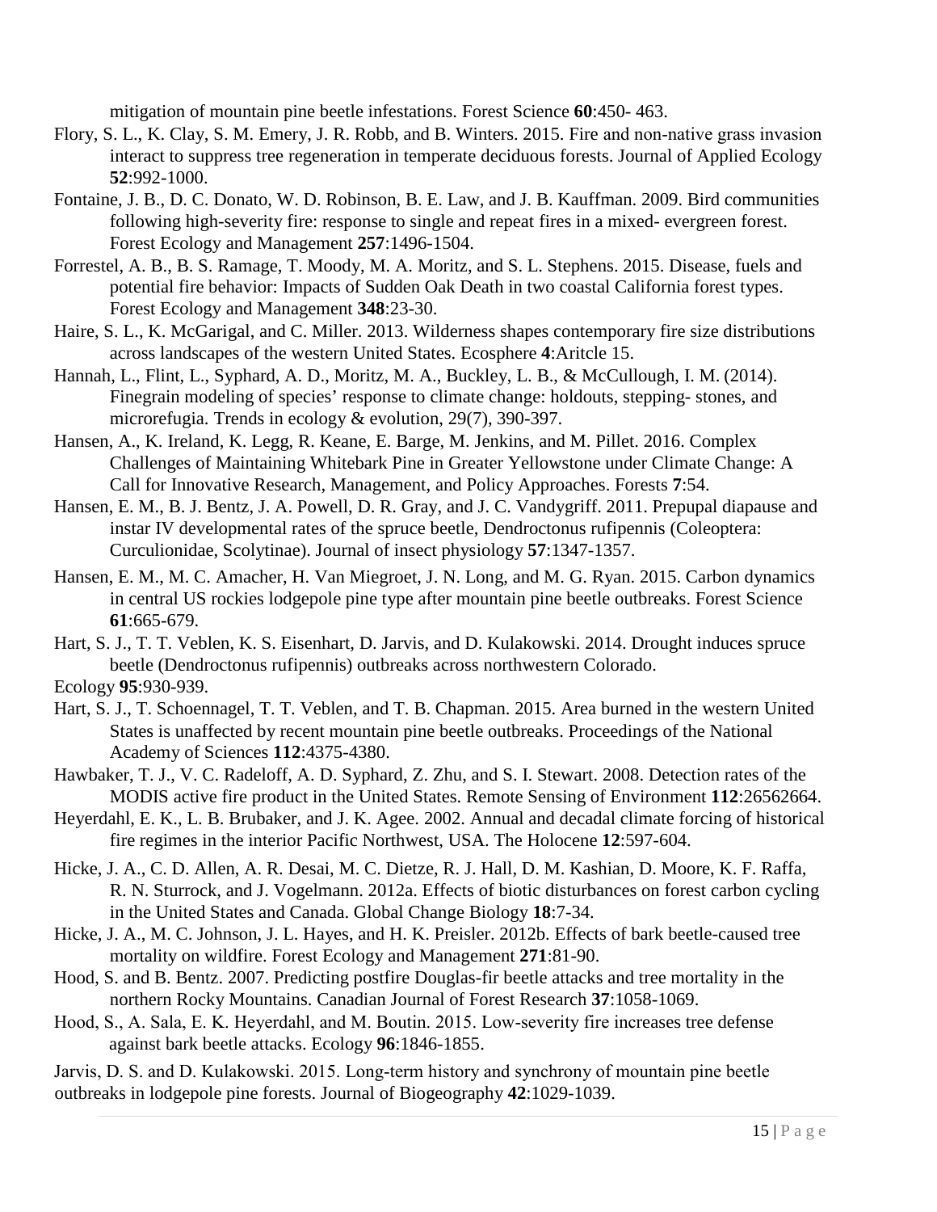mitigation of mountain pine beetle infestations. Forest Science **60**:450- 463.

Flory, S. L., K. Clay, S. M. Emery, J. R. Robb, and B. Winters. 2015. Fire and non-native grass invasion interact to suppress tree regeneration in temperate deciduous forests. Journal of Applied Ecology **52**:992-1000.

Fontaine, J. B., D. C. Donato, W. D. Robinson, B. E. Law, and J. B. Kauffman. 2009. Bird communities following high-severity fire: response to single and repeat fires in a mixed- evergreen forest. Forest Ecology and Management **257**:1496-1504.

Forrestel, A. B., B. S. Ramage, T. Moody, M. A. Moritz, and S. L. Stephens. 2015. Disease, fuels and potential fire behavior: Impacts of Sudden Oak Death in two coastal California forest types. Forest Ecology and Management **348**:23-30.

Haire, S. L., K. McGarigal, and C. Miller. 2013. Wilderness shapes contemporary fire size distributions across landscapes of the western United States. Ecosphere **4**:Aritcle 15.

Hannah, L., Flint, L., Syphard, A. D., Moritz, M. A., Buckley, L. B., & McCullough, I. M. (2014). Finegrain modeling of species' response to climate change: holdouts, stepping- stones, and microrefugia. Trends in ecology & evolution, 29(7), 390-397.

Hansen, A., K. Ireland, K. Legg, R. Keane, E. Barge, M. Jenkins, and M. Pillet. 2016. Complex Challenges of Maintaining Whitebark Pine in Greater Yellowstone under Climate Change: A Call for Innovative Research, Management, and Policy Approaches. Forests **7**:54.

Hansen, E. M., B. J. Bentz, J. A. Powell, D. R. Gray, and J. C. Vandygriff. 2011. Prepupal diapause and instar IV developmental rates of the spruce beetle, Dendroctonus rufipennis (Coleoptera: Curculionidae, Scolytinae). Journal of insect physiology **57**:1347-1357.

Hansen, E. M., M. C. Amacher, H. Van Miegroet, J. N. Long, and M. G. Ryan. 2015. Carbon dynamics in central US rockies lodgepole pine type after mountain pine beetle outbreaks. Forest Science **61**:665-679.

Hart, S. J., T. T. Veblen, K. S. Eisenhart, D. Jarvis, and D. Kulakowski. 2014. Drought induces spruce beetle (Dendroctonus rufipennis) outbreaks across northwestern Colorado. Ecology **95**:930-939.

Hart, S. J., T. Schoennagel, T. T. Veblen, and T. B. Chapman. 2015. Area burned in the western United States is unaffected by recent mountain pine beetle outbreaks. Proceedings of the National Academy of Sciences **112**:4375-4380.

Hawbaker, T. J., V. C. Radeloff, A. D. Syphard, Z. Zhu, and S. I. Stewart. 2008. Detection rates of the MODIS active fire product in the United States. Remote Sensing of Environment **112**:26562664.

Heyerdahl, E. K., L. B. Brubaker, and J. K. Agee. 2002. Annual and decadal climate forcing of historical fire regimes in the interior Pacific Northwest, USA. The Holocene **12**:597-604.

Hicke, J. A., C. D. Allen, A. R. Desai, M. C. Dietze, R. J. Hall, D. M. Kashian, D. Moore, K. F. Raffa, R. N. Sturrock, and J. Vogelmann. 2012a. Effects of biotic disturbances on forest carbon cycling in the United States and Canada. Global Change Biology **18**:7-34.

Hicke, J. A., M. C. Johnson, J. L. Hayes, and H. K. Preisler. 2012b. Effects of bark beetle-caused tree mortality on wildfire. Forest Ecology and Management **271**:81-90.

Hood, S. and B. Bentz. 2007. Predicting postfire Douglas-fir beetle attacks and tree mortality in the northern Rocky Mountains. Canadian Journal of Forest Research **37**:1058-1069.

Hood, S., A. Sala, E. K. Heyerdahl, and M. Boutin. 2015. Low-severity fire increases tree defense against bark beetle attacks. Ecology **96**:1846-1855.

Jarvis, D. S. and D. Kulakowski. 2015. Long-term history and synchrony of mountain pine beetle outbreaks in lodgepole pine forests. Journal of Biogeography **42**:1029-1039.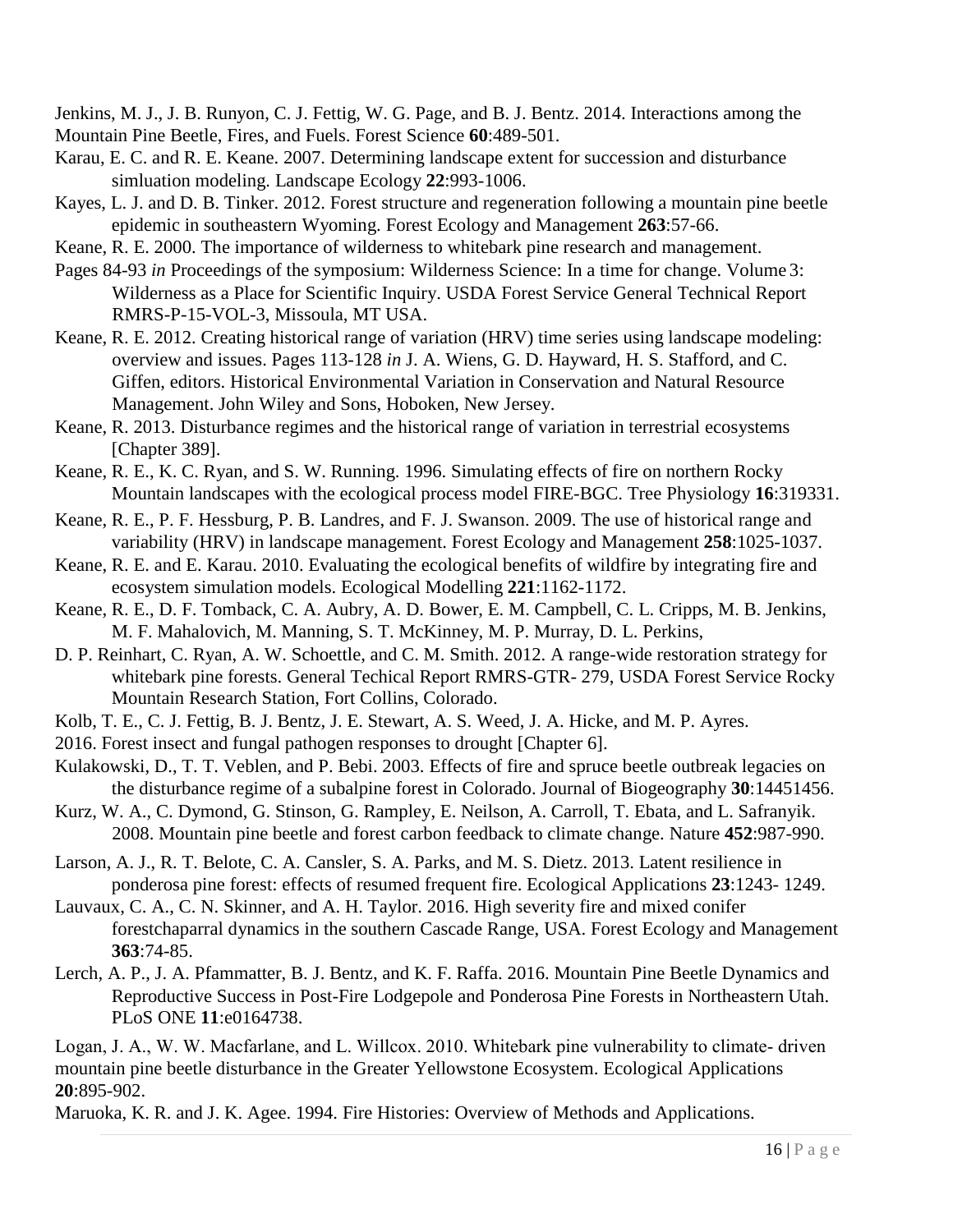Jenkins, M. J., J. B. Runyon, C. J. Fettig, W. G. Page, and B. J. Bentz. 2014. Interactions among the Mountain Pine Beetle, Fires, and Fuels. Forest Science **60**:489-501.

Karau, E. C. and R. E. Keane. 2007. Determining landscape extent for succession and disturbance simluation modeling. Landscape Ecology **22**:993-1006.

Kayes, L. J. and D. B. Tinker. 2012. Forest structure and regeneration following a mountain pine beetle epidemic in southeastern Wyoming. Forest Ecology and Management **263**:57-66.

Keane, R. E. 2000. The importance of wilderness to whitebark pine research and management. Pages 84-93 *in* Proceedings of the symposium: Wilderness Science: In a time for change. Volume 3: Wilderness as a Place for Scientific Inquiry. USDA Forest Service General Technical Report RMRS-P-15-VOL-3, Missoula, MT USA.

Keane, R. E. 2012. Creating historical range of variation (HRV) time series using landscape modeling: overview and issues. Pages 113-128 *in* J. A. Wiens, G. D. Hayward, H. S. Stafford, and C. Giffen, editors. Historical Environmental Variation in Conservation and Natural Resource Management. John Wiley and Sons, Hoboken, New Jersey.

Keane, R. 2013. Disturbance regimes and the historical range of variation in terrestrial ecosystems [Chapter 389].

Keane, R. E., K. C. Ryan, and S. W. Running. 1996. Simulating effects of fire on northern Rocky Mountain landscapes with the ecological process model FIRE-BGC. Tree Physiology **16**:319331.

Keane, R. E., P. F. Hessburg, P. B. Landres, and F. J. Swanson. 2009. The use of historical range and variability (HRV) in landscape management. Forest Ecology and Management **258**:1025-1037.

Keane, R. E. and E. Karau. 2010. Evaluating the ecological benefits of wildfire by integrating fire and ecosystem simulation models. Ecological Modelling **221**:1162-1172.

Keane, R. E., D. F. Tomback, C. A. Aubry, A. D. Bower, E. M. Campbell, C. L. Cripps, M. B. Jenkins, M. F. Mahalovich, M. Manning, S. T. McKinney, M. P. Murray, D. L. Perkins, D. P. Reinhart, C. Ryan, A. W. Schoettle, and C. M. Smith. 2012. A range-wide restoration strategy for whitebark pine forests. General Techical Report RMRS-GTR- 279, USDA Forest Service Rocky Mountain Research Station, Fort Collins, Colorado.

Kolb, T. E., C. J. Fettig, B. J. Bentz, J. E. Stewart, A. S. Weed, J. A. Hicke, and M. P. Ayres. 2016. Forest insect and fungal pathogen responses to drought [Chapter 6].

Kulakowski, D., T. T. Veblen, and P. Bebi. 2003. Effects of fire and spruce beetle outbreak legacies on the disturbance regime of a subalpine forest in Colorado. Journal of Biogeography **30**:14451456.

Kurz, W. A., C. Dymond, G. Stinson, G. Rampley, E. Neilson, A. Carroll, T. Ebata, and L. Safranyik. 2008. Mountain pine beetle and forest carbon feedback to climate change. Nature **452**:987-990.

Larson, A. J., R. T. Belote, C. A. Cansler, S. A. Parks, and M. S. Dietz. 2013. Latent resilience in ponderosa pine forest: effects of resumed frequent fire. Ecological Applications **23**:1243- 1249.

Lauvaux, C. A., C. N. Skinner, and A. H. Taylor. 2016. High severity fire and mixed conifer forestchaparral dynamics in the southern Cascade Range, USA. Forest Ecology and Management **363**:74-85.

Lerch, A. P., J. A. Pfammatter, B. J. Bentz, and K. F. Raffa. 2016. Mountain Pine Beetle Dynamics and Reproductive Success in Post-Fire Lodgepole and Ponderosa Pine Forests in Northeastern Utah. PLoS ONE **11**:e0164738.

Logan, J. A., W. W. Macfarlane, and L. Willcox. 2010. Whitebark pine vulnerability to climate- driven mountain pine beetle disturbance in the Greater Yellowstone Ecosystem. Ecological Applications **20**:895-902.

Maruoka, K. R. and J. K. Agee. 1994. Fire Histories: Overview of Methods and Applications.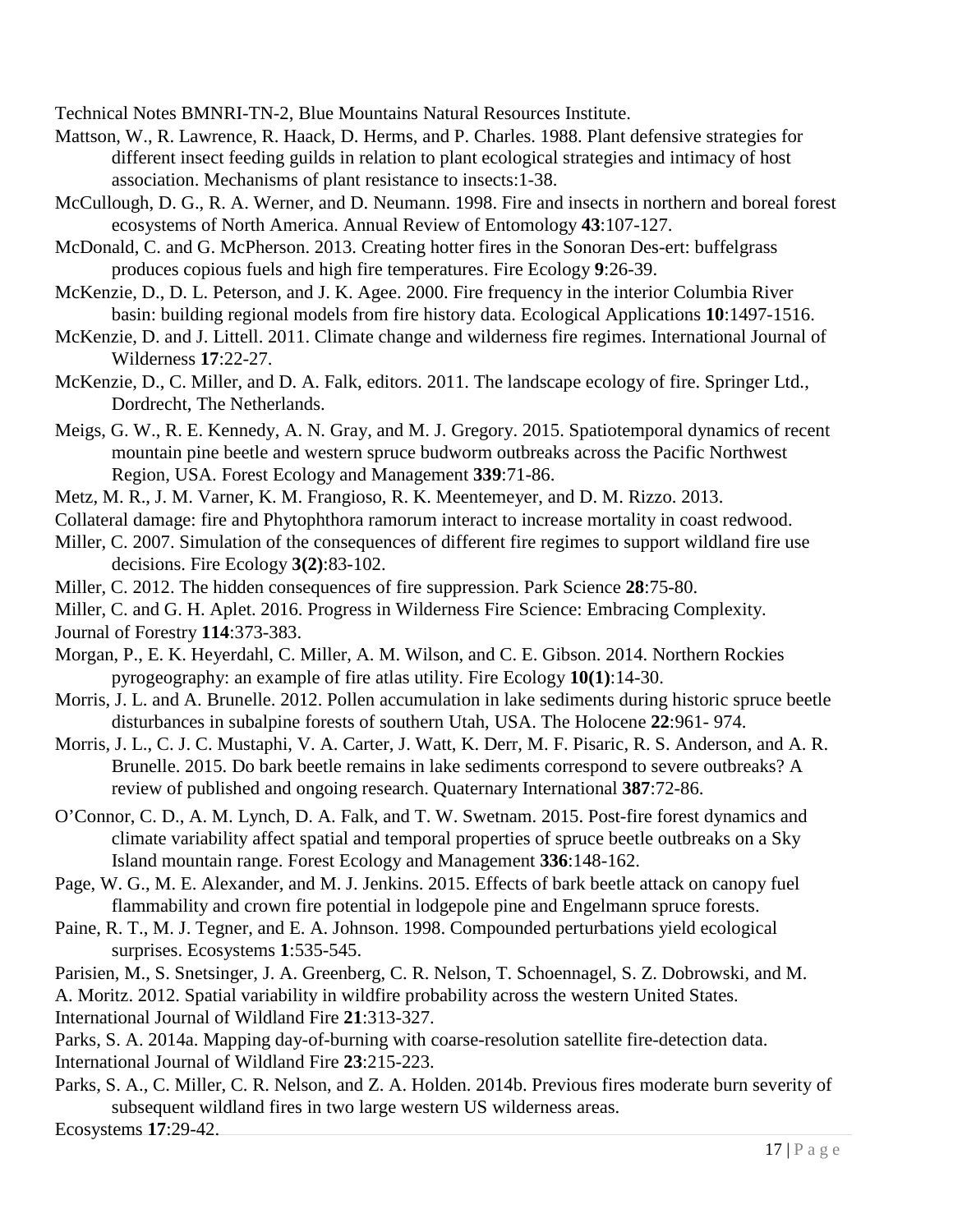Technical Notes BMNRI-TN-2, Blue Mountains Natural Resources Institute.

Mattson, W., R. Lawrence, R. Haack, D. Herms, and P. Charles. 1988. Plant defensive strategies for different insect feeding guilds in relation to plant ecological strategies and intimacy of host association. Mechanisms of plant resistance to insects:1-38.

McCullough, D. G., R. A. Werner, and D. Neumann. 1998. Fire and insects in northern and boreal forest ecosystems of North America. Annual Review of Entomology **43**:107-127.

McDonald, C. and G. McPherson. 2013. Creating hotter fires in the Sonoran Des-ert: buffelgrass produces copious fuels and high fire temperatures. Fire Ecology **9**:26-39.

McKenzie, D., D. L. Peterson, and J. K. Agee. 2000. Fire frequency in the interior Columbia River basin: building regional models from fire history data. Ecological Applications **10**:1497-1516.

McKenzie, D. and J. Littell. 2011. Climate change and wilderness fire regimes. International Journal of Wilderness **17**:22-27.

McKenzie, D., C. Miller, and D. A. Falk, editors. 2011. The landscape ecology of fire. Springer Ltd., Dordrecht, The Netherlands.

Meigs, G. W., R. E. Kennedy, A. N. Gray, and M. J. Gregory. 2015. Spatiotemporal dynamics of recent mountain pine beetle and western spruce budworm outbreaks across the Pacific Northwest Region, USA. Forest Ecology and Management **339**:71-86.

Metz, M. R., J. M. Varner, K. M. Frangioso, R. K. Meentemeyer, and D. M. Rizzo. 2013. Collateral damage: fire and Phytophthora ramorum interact to increase mortality in coast redwood.

Miller, C. 2007. Simulation of the consequences of different fire regimes to support wildland fire use decisions. Fire Ecology **3(2)**:83-102.

Miller, C. 2012. The hidden consequences of fire suppression. Park Science **28**:75-80.

Miller, C. and G. H. Aplet. 2016. Progress in Wilderness Fire Science: Embracing Complexity. Journal of Forestry **114**:373-383.

Morgan, P., E. K. Heyerdahl, C. Miller, A. M. Wilson, and C. E. Gibson. 2014. Northern Rockies pyrogeography: an example of fire atlas utility. Fire Ecology **10(1)**:14-30.

Morris, J. L. and A. Brunelle. 2012. Pollen accumulation in lake sediments during historic spruce beetle disturbances in subalpine forests of southern Utah, USA. The Holocene **22**:961- 974.

Morris, J. L., C. J. C. Mustaphi, V. A. Carter, J. Watt, K. Derr, M. F. Pisaric, R. S. Anderson, and A. R. Brunelle. 2015. Do bark beetle remains in lake sediments correspond to severe outbreaks? A review of published and ongoing research. Quaternary International **387**:72-86.

O'Connor, C. D., A. M. Lynch, D. A. Falk, and T. W. Swetnam. 2015. Post-fire forest dynamics and climate variability affect spatial and temporal properties of spruce beetle outbreaks on a Sky Island mountain range. Forest Ecology and Management **336**:148-162.

Page, W. G., M. E. Alexander, and M. J. Jenkins. 2015. Effects of bark beetle attack on canopy fuel flammability and crown fire potential in lodgepole pine and Engelmann spruce forests.

Paine, R. T., M. J. Tegner, and E. A. Johnson. 1998. Compounded perturbations yield ecological surprises. Ecosystems **1**:535-545.

Parisien, M., S. Snetsinger, J. A. Greenberg, C. R. Nelson, T. Schoennagel, S. Z. Dobrowski, and M. A. Moritz. 2012. Spatial variability in wildfire probability across the western United States. International Journal of Wildland Fire **21**:313-327.

Parks, S. A. 2014a. Mapping day-of-burning with coarse-resolution satellite fire-detection data. International Journal of Wildland Fire **23**:215-223.

Parks, S. A., C. Miller, C. R. Nelson, and Z. A. Holden. 2014b. Previous fires moderate burn severity of subsequent wildland fires in two large western US wilderness areas. Ecosystems **17**:29-42.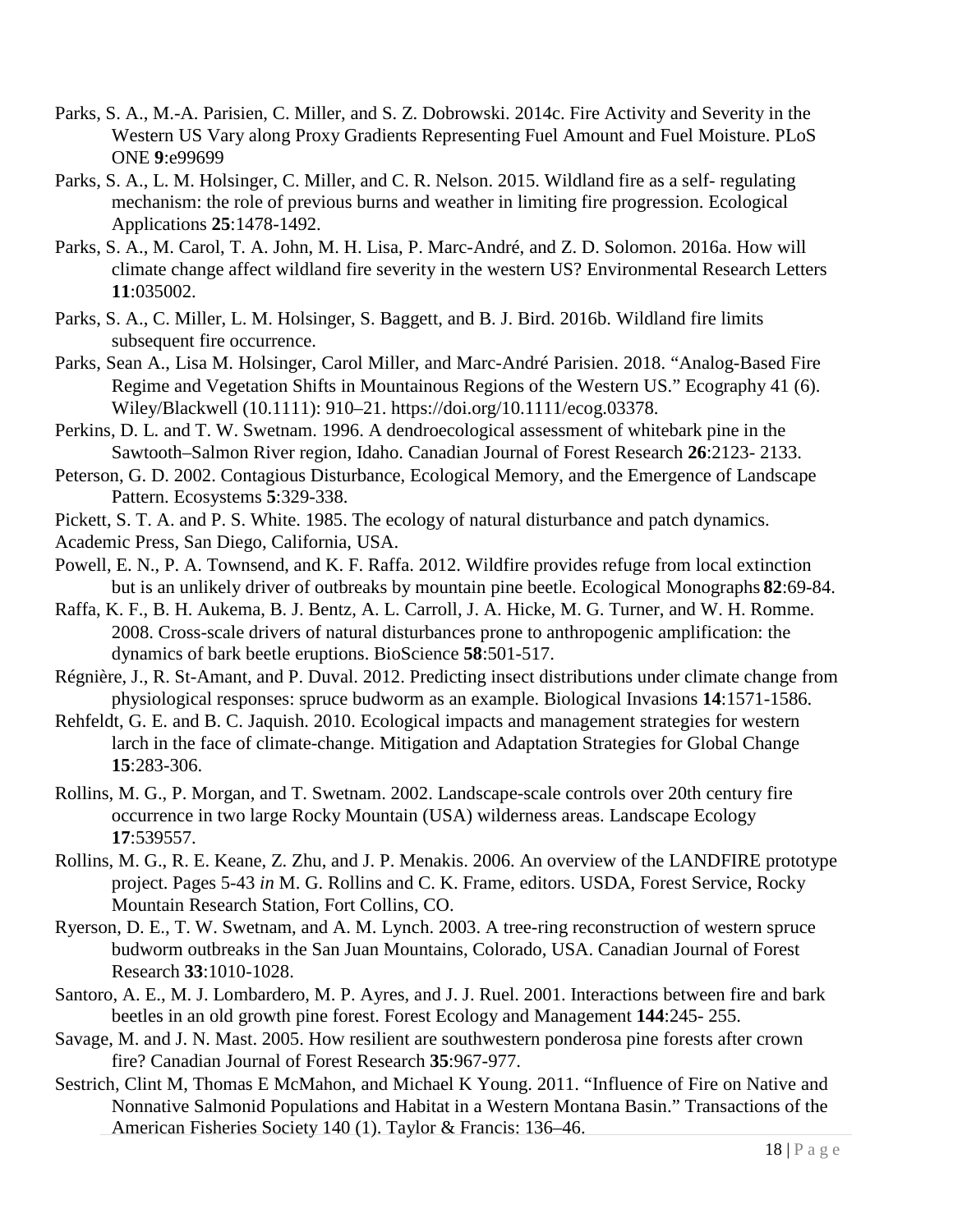Parks, S. A., M.-A. Parisien, C. Miller, and S. Z. Dobrowski. 2014c. Fire Activity and Severity in the Western US Vary along Proxy Gradients Representing Fuel Amount and Fuel Moisture. PLoS ONE **9**:e99699

Parks, S. A., L. M. Holsinger, C. Miller, and C. R. Nelson. 2015. Wildland fire as a self- regulating mechanism: the role of previous burns and weather in limiting fire progression. Ecological Applications **25**:1478-1492.

Parks, S. A., M. Carol, T. A. John, M. H. Lisa, P. Marc-André, and Z. D. Solomon. 2016a. How will climate change affect wildland fire severity in the western US? Environmental Research Letters **11**:035002.

Parks, S. A., C. Miller, L. M. Holsinger, S. Baggett, and B. J. Bird. 2016b. Wildland fire limits subsequent fire occurrence.

Parks, Sean A., Lisa M. Holsinger, Carol Miller, and Marc-André Parisien. 2018. "Analog-Based Fire Regime and Vegetation Shifts in Mountainous Regions of the Western US." Ecography 41 (6). Wiley/Blackwell (10.1111): 910–21. https://doi.org/10.1111/ecog.03378.

Perkins, D. L. and T. W. Swetnam. 1996. A dendroecological assessment of whitebark pine in the Sawtooth–Salmon River region, Idaho. Canadian Journal of Forest Research **26**:2123- 2133.

Peterson, G. D. 2002. Contagious Disturbance, Ecological Memory, and the Emergence of Landscape Pattern. Ecosystems **5**:329-338.

Pickett, S. T. A. and P. S. White. 1985. The ecology of natural disturbance and patch dynamics. Academic Press, San Diego, California, USA.

Powell, E. N., P. A. Townsend, and K. F. Raffa. 2012. Wildfire provides refuge from local extinction but is an unlikely driver of outbreaks by mountain pine beetle. Ecological Monographs **82**:69-84.

Raffa, K. F., B. H. Aukema, B. J. Bentz, A. L. Carroll, J. A. Hicke, M. G. Turner, and W. H. Romme. 2008. Cross-scale drivers of natural disturbances prone to anthropogenic amplification: the dynamics of bark beetle eruptions. BioScience **58**:501-517.

Régnière, J., R. St-Amant, and P. Duval. 2012. Predicting insect distributions under climate change from physiological responses: spruce budworm as an example. Biological Invasions **14**:1571-1586.

Rehfeldt, G. E. and B. C. Jaquish. 2010. Ecological impacts and management strategies for western larch in the face of climate-change. Mitigation and Adaptation Strategies for Global Change **15**:283-306.

Rollins, M. G., P. Morgan, and T. Swetnam. 2002. Landscape-scale controls over 20th century fire occurrence in two large Rocky Mountain (USA) wilderness areas. Landscape Ecology **17**:539557.

Rollins, M. G., R. E. Keane, Z. Zhu, and J. P. Menakis. 2006. An overview of the LANDFIRE prototype project. Pages 5-43 *in* M. G. Rollins and C. K. Frame, editors. USDA, Forest Service, Rocky Mountain Research Station, Fort Collins, CO.

Ryerson, D. E., T. W. Swetnam, and A. M. Lynch. 2003. A tree-ring reconstruction of western spruce budworm outbreaks in the San Juan Mountains, Colorado, USA. Canadian Journal of Forest Research **33**:1010-1028.

Santoro, A. E., M. J. Lombardero, M. P. Ayres, and J. J. Ruel. 2001. Interactions between fire and bark beetles in an old growth pine forest. Forest Ecology and Management **144**:245- 255.

Savage, M. and J. N. Mast. 2005. How resilient are southwestern ponderosa pine forests after crown fire? Canadian Journal of Forest Research **35**:967-977.

Sestrich, Clint M, Thomas E McMahon, and Michael K Young. 2011. "Influence of Fire on Native and Nonnative Salmonid Populations and Habitat in a Western Montana Basin." Transactions of the American Fisheries Society 140 (1). Taylor & Francis: 136–46.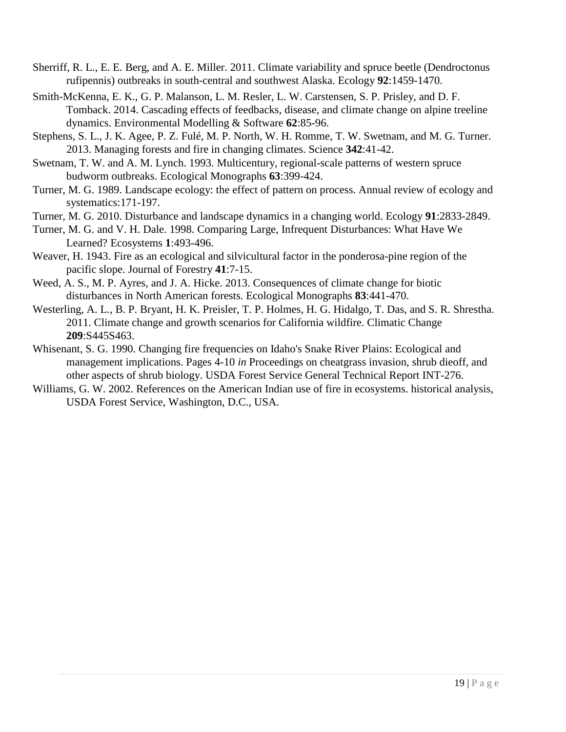Sherriff, R. L., E. E. Berg, and A. E. Miller. 2011. Climate variability and spruce beetle (Dendroctonus rufipennis) outbreaks in south-central and southwest Alaska. Ecology **92**:1459-1470.

Smith-McKenna, E. K., G. P. Malanson, L. M. Resler, L. W. Carstensen, S. P. Prisley, and D. F. Tomback. 2014. Cascading effects of feedbacks, disease, and climate change on alpine treeline dynamics. Environmental Modelling & Software **62**:85-96.

Stephens, S. L., J. K. Agee, P. Z. Fulé, M. P. North, W. H. Romme, T. W. Swetnam, and M. G. Turner. 2013. Managing forests and fire in changing climates. Science **342**:41-42.

Swetnam, T. W. and A. M. Lynch. 1993. Multicentury, regional-scale patterns of western spruce budworm outbreaks. Ecological Monographs **63**:399-424.

Turner, M. G. 1989. Landscape ecology: the effect of pattern on process. Annual review of ecology and systematics:171-197.

Turner, M. G. 2010. Disturbance and landscape dynamics in a changing world. Ecology **91**:2833-2849.

Turner, M. G. and V. H. Dale. 1998. Comparing Large, Infrequent Disturbances: What Have We Learned? Ecosystems **1**:493-496.

Weaver, H. 1943. Fire as an ecological and silvicultural factor in the ponderosa-pine region of the pacific slope. Journal of Forestry **41**:7-15.

Weed, A. S., M. P. Ayres, and J. A. Hicke. 2013. Consequences of climate change for biotic disturbances in North American forests. Ecological Monographs **83**:441-470.

Westerling, A. L., B. P. Bryant, H. K. Preisler, T. P. Holmes, H. G. Hidalgo, T. Das, and S. R. Shrestha. 2011. Climate change and growth scenarios for California wildfire. Climatic Change **209**:S445S463.

Whisenant, S. G. 1990. Changing fire frequencies on Idaho's Snake River Plains: Ecological and management implications. Pages 4-10 *in* Proceedings on cheatgrass invasion, shrub dieoff, and other aspects of shrub biology. USDA Forest Service General Technical Report INT-276.

Williams, G. W. 2002. References on the American Indian use of fire in ecosystems. historical analysis, USDA Forest Service, Washington, D.C., USA.